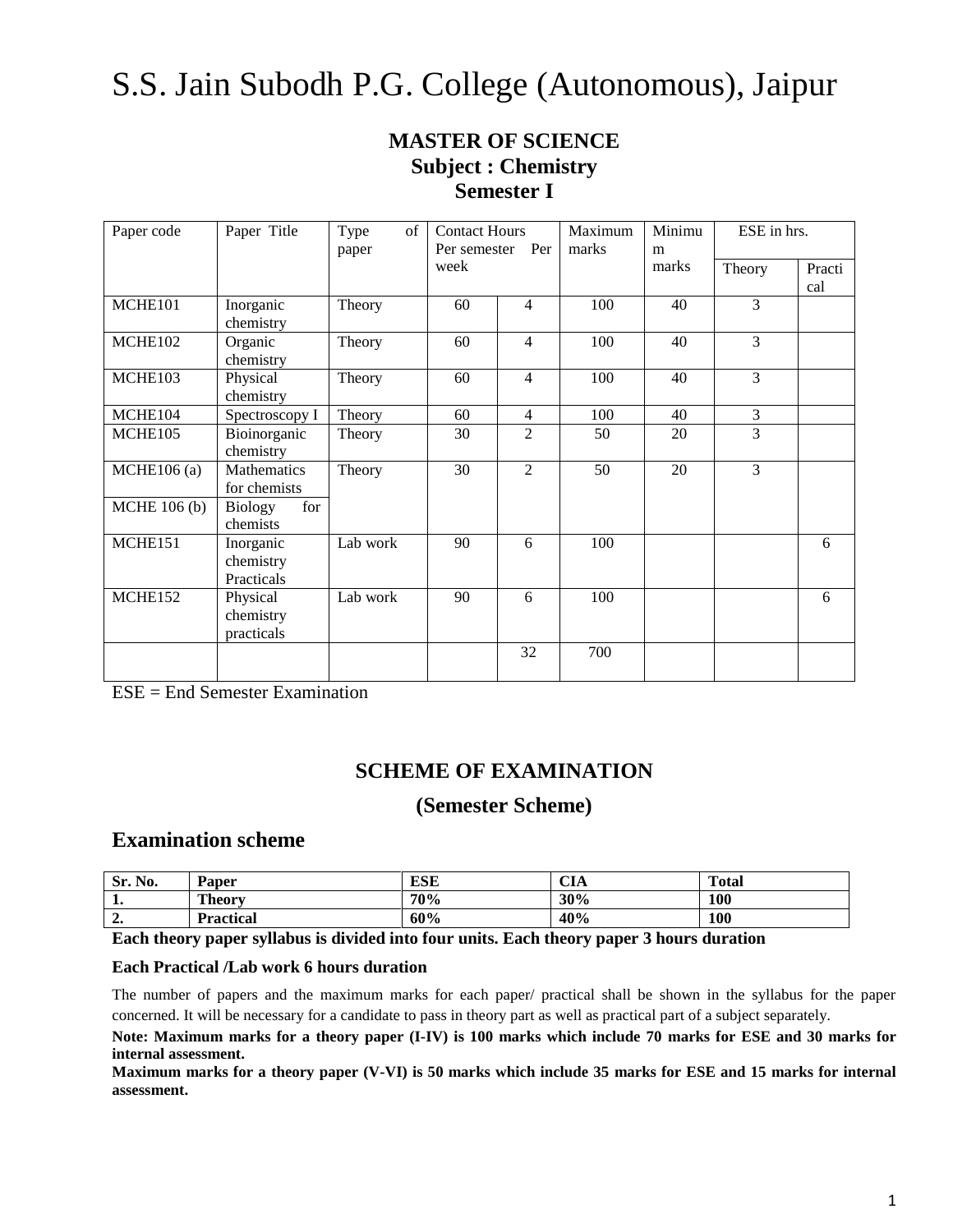# S.S. Jain Subodh P.G. College (Autonomous), Jaipur

## MASTER OF SCIENCE
## Subject : Chemistry
## Semester I

| Paper code | Paper Title | Type of paper | Contact Hours Per semester | Per week | Maximum marks | Minimum marks | ESE in hrs. | |
|---|---|---|---|---|---|---|---|---|
| | | | | | | | Theory | Practical |
| MCHE101 | Inorganic chemistry | Theory | 60 | 4 | 100 | 40 | 3 | |
| MCHE102 | Organic chemistry | Theory | 60 | 4 | 100 | 40 | 3 | |
| MCHE103 | Physical chemistry | Theory | 60 | 4 | 100 | 40 | 3 | |
| MCHE104 | Spectroscopy I | Theory | 60 | 4 | 100 | 40 | 3 | |
| MCHE105 | Bioinorganic chemistry | Theory | 30 | 2 | 50 | 20 | 3 | |
| MCHE106 (a) | Mathematics for chemists | Theory | 30 | 2 | 50 | 20 | 3 | |
| MCHE 106 (b) | Biology for chemists | | | | | | | |
| MCHE151 | Inorganic chemistry Practicals | Lab work | 90 | 6 | 100 | | | 6 |
| MCHE152 | Physical chemistry practicals | Lab work | 90 | 6 | 100 | | | 6 |
| | | | | 32 | 700 | | | |

ESE = End Semester Examination

## SCHEME OF EXAMINATION

### (Semester Scheme)

## Examination scheme

| Sr. No. | Paper | ESE | CIA | Total |
|---|---|---|---|---|
| **1.** | **Theory** | **70%** | **30%** | **100** |
| **2.** | **Practical** | **60%** | **40%** | **100** |

**Each theory paper syllabus is divided into four units. Each theory paper 3 hours duration**

**Each Practical /Lab work 6 hours duration**

The number of papers and the maximum marks for each paper/ practical shall be shown in the syllabus for the paper concerned. It will be necessary for a candidate to pass in theory part as well as practical part of a subject separately.

**Note: Maximum marks for a theory paper (I-IV) is 100 marks which include 70 marks for ESE and 30 marks for internal assessment.**

**Maximum marks for a theory paper (V-VI) is 50 marks which include 35 marks for ESE and 15 marks for internal assessment.**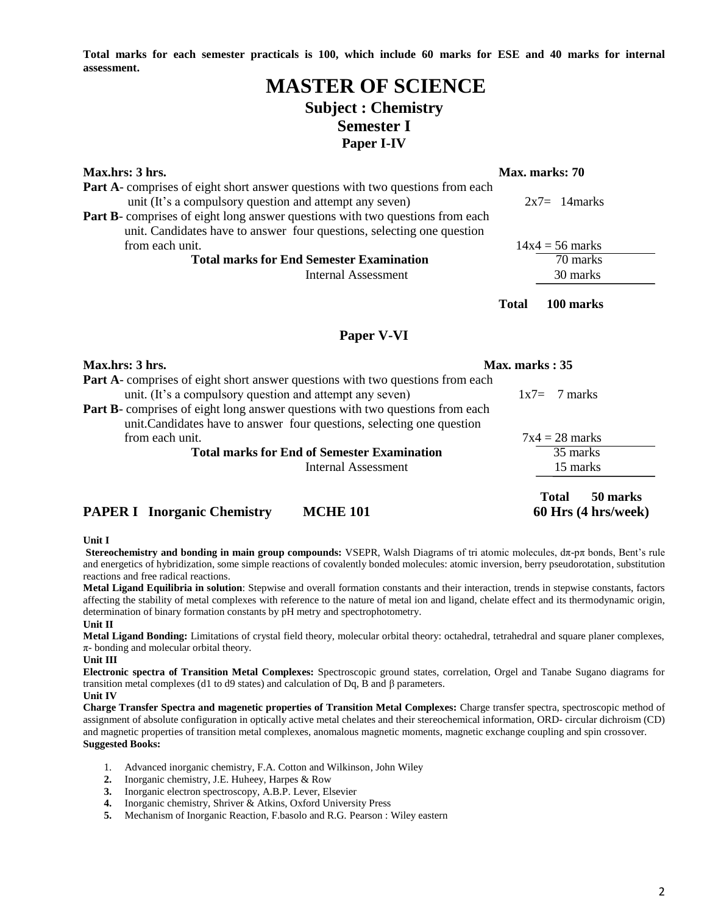**Total marks for each semester practicals is 100, which include 60 marks for ESE and 40 marks for internal assessment.**

# MASTER OF SCIENCE

## Subject : Chemistry

## Semester I

### Paper I-IV

| **Max.hrs: 3 hrs.** | **Max. marks: 70** |
|---|---|
| **Part A**- comprises of eight short answer questions with two questions from each unit (It's a compulsory question and attempt any seven) | 2x7= 14marks |
| **Part B**- comprises of eight long answer questions with two questions from each unit. Candidates have to answer four questions, selecting one question from each unit. | 14x4 = 56 marks |
| **Total marks for End Semester Examination** | 70 marks |
| Internal Assessment | 30 marks |
| **Total** | **100 marks** |

### Paper V-VI

| **Max.hrs: 3 hrs.** | **Max. marks : 35** |
|---|---|
| **Part A**- comprises of eight short answer questions with two questions from each unit. (It's a compulsory question and attempt any seven) | 1x7= 7 marks |
| **Part B**- comprises of eight long answer questions with two questions from each unit.Candidates have to answer four questions, selecting one question from each unit. | 7x4 = 28 marks |
| **Total marks for End of Semester Examination** | 35 marks |
| Internal Assessment | 15 marks |
| **Total** | **50 marks** |

### PAPER I Inorganic Chemistry MCHE 101 — 60 Hrs (4 hrs/week)

**Unit I**

**Stereochemistry and bonding in main group compounds:** VSEPR, Walsh Diagrams of tri atomic molecules, dπ-pπ bonds, Bent's rule and energetics of hybridization, some simple reactions of covalently bonded molecules: atomic inversion, berry pseudorotation, substitution reactions and free radical reactions.

**Metal Ligand Equilibria in solution**: Stepwise and overall formation constants and their interaction, trends in stepwise constants, factors affecting the stability of metal complexes with reference to the nature of metal ion and ligand, chelate effect and its thermodynamic origin, determination of binary formation constants by pH metry and spectrophotometry.

**Unit II**

**Metal Ligand Bonding:** Limitations of crystal field theory, molecular orbital theory: octahedral, tetrahedral and square planer complexes, π- bonding and molecular orbital theory.

**Unit III**

**Electronic spectra of Transition Metal Complexes:** Spectroscopic ground states, correlation, Orgel and Tanabe Sugano diagrams for transition metal complexes (d1 to d9 states) and calculation of Dq, B and β parameters.

**Unit IV**

**Charge Transfer Spectra and magenetic properties of Transition Metal Complexes:** Charge transfer spectra, spectroscopic method of assignment of absolute configuration in optically active metal chelates and their stereochemical information, ORD- circular dichroism (CD) and magnetic properties of transition metal complexes, anomalous magnetic moments, magnetic exchange coupling and spin crossover.

**Suggested Books:**

1. Advanced inorganic chemistry, F.A. Cotton and Wilkinson, John Wiley
2. Inorganic chemistry, J.E. Huheey, Harpes & Row
3. Inorganic electron spectroscopy, A.B.P. Lever, Elsevier
4. Inorganic chemistry, Shriver & Atkins, Oxford University Press
5. Mechanism of Inorganic Reaction, F.basolo and R.G. Pearson : Wiley eastern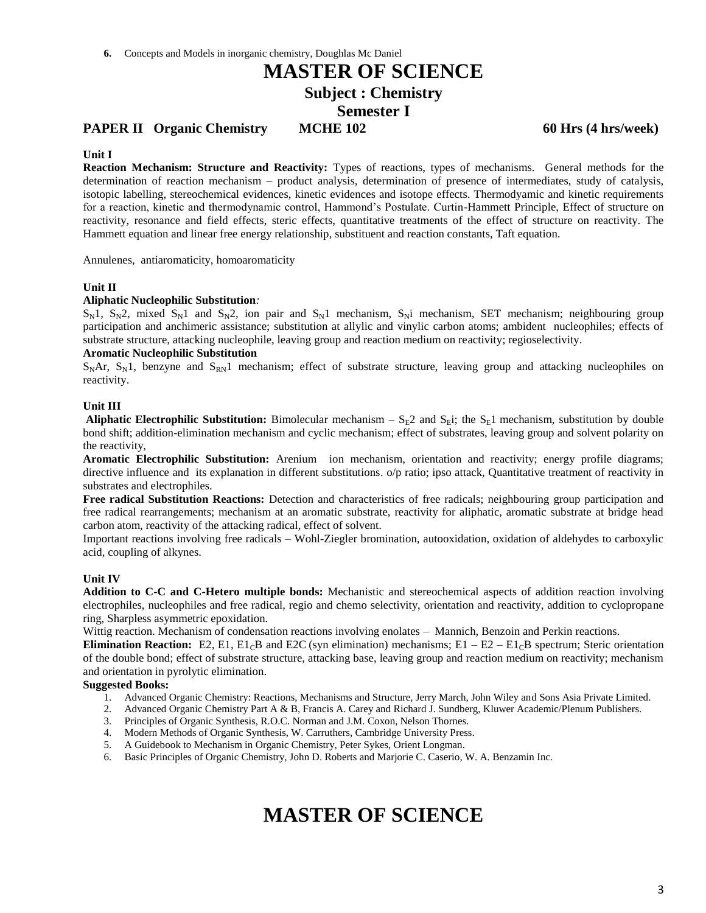6. Concepts and Models in inorganic chemistry, Doughlas Mc Daniel

# MASTER OF SCIENCE

## Subject : Chemistry

## Semester I

**PAPER II Organic Chemistry MCHE 102 60 Hrs (4 hrs/week)**

**Unit I**

**Reaction Mechanism: Structure and Reactivity:** Types of reactions, types of mechanisms. General methods for the determination of reaction mechanism – product analysis, determination of presence of intermediates, study of catalysis, isotopic labelling, stereochemical evidences, kinetic evidences and isotope effects. Thermodyamic and kinetic requirements for a reaction, kinetic and thermodynamic control, Hammond's Postulate. Curtin-Hammett Principle, Effect of structure on reactivity, resonance and field effects, steric effects, quantitative treatments of the effect of structure on reactivity. The Hammett equation and linear free energy relationship, substituent and reaction constants, Taft equation.

Annulenes, antiaromaticity, homoaromaticity

**Unit II**

**Aliphatic Nucleophilic Substitution***:*

$S_N1$, $S_N2$, mixed $S_N1$ and $S_N2$, ion pair and $S_N1$ mechanism, $S_Ni$ mechanism, SET mechanism; neighbouring group participation and anchimeric assistance; substitution at allylic and vinylic carbon atoms; ambident nucleophiles; effects of substrate structure, attacking nucleophile, leaving group and reaction medium on reactivity; regioselectivity.

**Aromatic Nucleophilic Substitution**

$S_NAr$, $S_N1$, benzyne and $S_{RN}1$ mechanism; effect of substrate structure, leaving group and attacking nucleophiles on reactivity.

**Unit III**

**Aliphatic Electrophilic Substitution:** Bimolecular mechanism – $S_E2$ and $S_Ei$; the $S_E1$ mechanism, substitution by double bond shift; addition-elimination mechanism and cyclic mechanism; effect of substrates, leaving group and solvent polarity on the reactivity,

**Aromatic Electrophilic Substitution:** Arenium ion mechanism, orientation and reactivity; energy profile diagrams; directive influence and its explanation in different substitutions. o/p ratio; ipso attack, Quantitative treatment of reactivity in substrates and electrophiles.

**Free radical Substitution Reactions:** Detection and characteristics of free radicals; neighbouring group participation and free radical rearrangements; mechanism at an aromatic substrate, reactivity for aliphatic, aromatic substrate at bridge head carbon atom, reactivity of the attacking radical, effect of solvent.

Important reactions involving free radicals – Wohl-Ziegler bromination, autooxidation, oxidation of aldehydes to carboxylic acid, coupling of alkynes.

**Unit IV**

**Addition to C-C and C-Hetero multiple bonds:** Mechanistic and stereochemical aspects of addition reaction involving electrophiles, nucleophiles and free radical, regio and chemo selectivity, orientation and reactivity, addition to cyclopropane ring, Sharpless asymmetric epoxidation.

Wittig reaction. Mechanism of condensation reactions involving enolates – Mannich, Benzoin and Perkin reactions.

**Elimination Reaction:** E2, E1, $E1_CB$ and E2C (syn elimination) mechanisms; E1 – E2 – $E1_CB$ spectrum; Steric orientation of the double bond; effect of substrate structure, attacking base, leaving group and reaction medium on reactivity; mechanism and orientation in pyrolytic elimination.

**Suggested Books:**

1. Advanced Organic Chemistry: Reactions, Mechanisms and Structure, Jerry March, John Wiley and Sons Asia Private Limited.
2. Advanced Organic Chemistry Part A & B, Francis A. Carey and Richard J. Sundberg, Kluwer Academic/Plenum Publishers.
3. Principles of Organic Synthesis, R.O.C. Norman and J.M. Coxon, Nelson Thornes.
4. Modern Methods of Organic Synthesis, W. Carruthers, Cambridge University Press.
5. A Guidebook to Mechanism in Organic Chemistry, Peter Sykes, Orient Longman.
6. Basic Principles of Organic Chemistry, John D. Roberts and Marjorie C. Caserio, W. A. Benzamin Inc.

# MASTER OF SCIENCE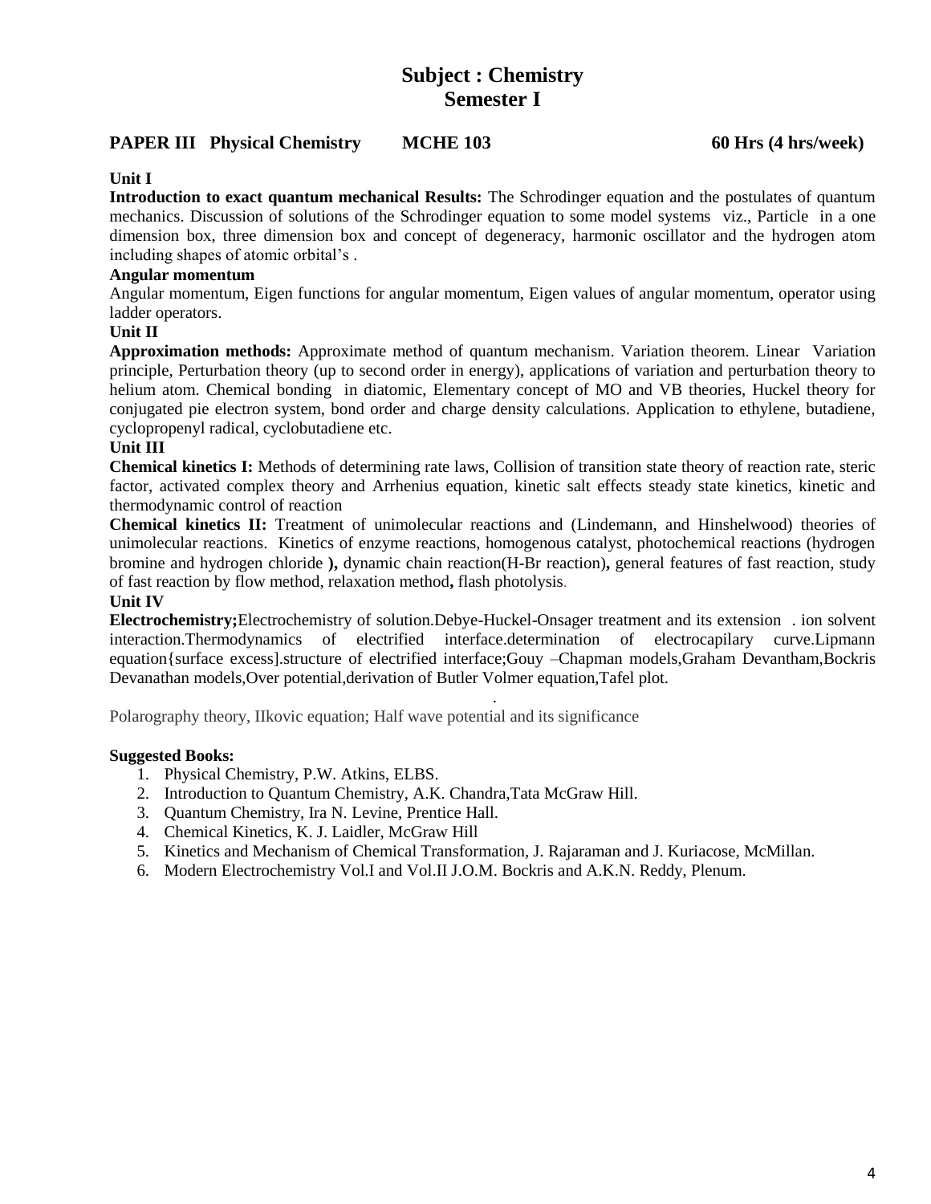# Subject : Chemistry
## Semester I

**PAPER III Physical Chemistry MCHE 103 60 Hrs (4 hrs/week)**

**Unit I**

**Introduction to exact quantum mechanical Results:** The Schrodinger equation and the postulates of quantum mechanics. Discussion of solutions of the Schrodinger equation to some model systems viz., Particle in a one dimension box, three dimension box and concept of degeneracy, harmonic oscillator and the hydrogen atom including shapes of atomic orbital's .

**Angular momentum**

Angular momentum, Eigen functions for angular momentum, Eigen values of angular momentum, operator using ladder operators.

**Unit II**

**Approximation methods:** Approximate method of quantum mechanism. Variation theorem. Linear Variation principle, Perturbation theory (up to second order in energy), applications of variation and perturbation theory to helium atom. Chemical bonding in diatomic, Elementary concept of MO and VB theories, Huckel theory for conjugated pie electron system, bond order and charge density calculations. Application to ethylene, butadiene, cyclopropenyl radical, cyclobutadiene etc.

**Unit III**

**Chemical kinetics I:** Methods of determining rate laws, Collision of transition state theory of reaction rate, steric factor, activated complex theory and Arrhenius equation, kinetic salt effects steady state kinetics, kinetic and thermodynamic control of reaction

**Chemical kinetics II:** Treatment of unimolecular reactions and (Lindemann, and Hinshelwood) theories of unimolecular reactions. Kinetics of enzyme reactions, homogenous catalyst, photochemical reactions (hydrogen bromine and hydrogen chloride **),** dynamic chain reaction(H-Br reaction)**,** general features of fast reaction, study of fast reaction by flow method, relaxation method**,** flash photolysis.

**Unit IV**

**Electrochemistry;**Electrochemistry of solution.Debye-Huckel-Onsager treatment and its extension . ion solvent interaction.Thermodynamics of electrified interface.determination of electrocapilary curve.Lipmann equation{surface excess].structure of electrified interface;Gouy –Chapman models,Graham Devantham,Bockris Devanathan models,Over potential,derivation of Butler Volmer equation,Tafel plot.

.

Polarography theory, IIkovic equation; Half wave potential and its significance

**Suggested Books:**

1. Physical Chemistry, P.W. Atkins, ELBS.
2. Introduction to Quantum Chemistry, A.K. Chandra,Tata McGraw Hill.
3. Quantum Chemistry, Ira N. Levine, Prentice Hall.
4. Chemical Kinetics, K. J. Laidler, McGraw Hill
5. Kinetics and Mechanism of Chemical Transformation, J. Rajaraman and J. Kuriacose, McMillan.
6. Modern Electrochemistry Vol.I and Vol.II J.O.M. Bockris and A.K.N. Reddy, Plenum.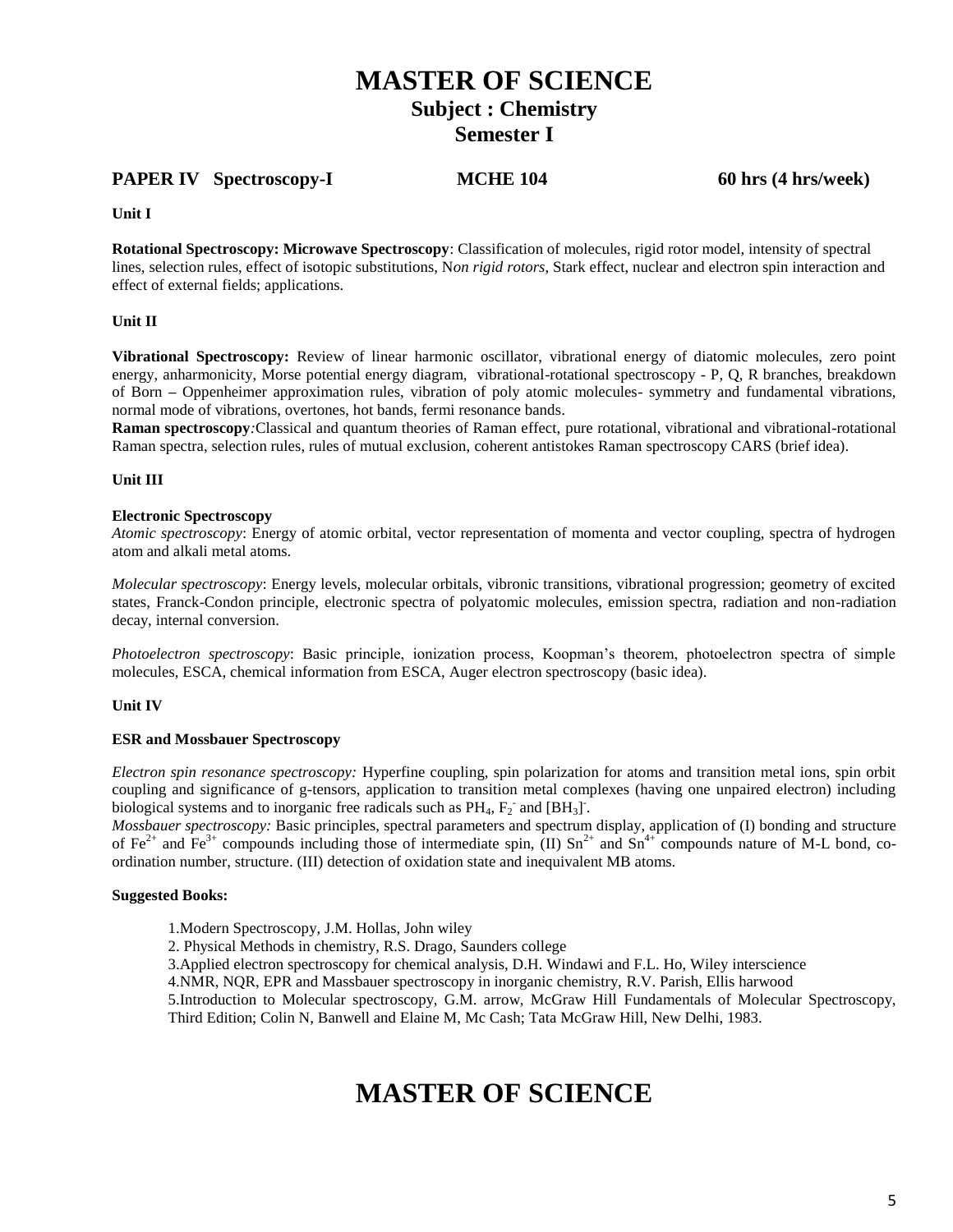# MASTER OF SCIENCE

## Subject : Chemistry

## Semester I

### PAPER IV Spectroscopy-I MCHE 104 60 hrs (4 hrs/week)

**Unit I**

**Rotational Spectroscopy: Microwave Spectroscopy**: Classification of molecules, rigid rotor model, intensity of spectral lines, selection rules, effect of isotopic substitutions, N*on rigid rotors*, Stark effect, nuclear and electron spin interaction and effect of external fields; applications.

**Unit II**

**Vibrational Spectroscopy:** Review of linear harmonic oscillator, vibrational energy of diatomic molecules, zero point energy, anharmonicity, Morse potential energy diagram, vibrational-rotational spectroscopy - P, Q, R branches, breakdown of Born – Oppenheimer approximation rules, vibration of poly atomic molecules- symmetry and fundamental vibrations, normal mode of vibrations, overtones, hot bands, fermi resonance bands.

**Raman spectroscopy***:*Classical and quantum theories of Raman effect, pure rotational, vibrational and vibrational-rotational Raman spectra, selection rules, rules of mutual exclusion, coherent antistokes Raman spectroscopy CARS (brief idea).

**Unit III**

**Electronic Spectroscopy**

*Atomic spectroscopy*: Energy of atomic orbital, vector representation of momenta and vector coupling, spectra of hydrogen atom and alkali metal atoms.

*Molecular spectroscopy*: Energy levels, molecular orbitals, vibronic transitions, vibrational progression; geometry of excited states, Franck-Condon principle, electronic spectra of polyatomic molecules, emission spectra, radiation and non-radiation decay, internal conversion.

*Photoelectron spectroscopy*: Basic principle, ionization process, Koopman's theorem, photoelectron spectra of simple molecules, ESCA, chemical information from ESCA, Auger electron spectroscopy (basic idea).

**Unit IV**

**ESR and Mossbauer Spectroscopy**

*Electron spin resonance spectroscopy:* Hyperfine coupling, spin polarization for atoms and transition metal ions, spin orbit coupling and significance of g-tensors, application to transition metal complexes (having one unpaired electron) including biological systems and to inorganic free radicals such as $PH_4$, $F_2^-$ and $[BH_3]^-$.

*Mossbauer spectroscopy:* Basic principles, spectral parameters and spectrum display, application of (I) bonding and structure of $Fe^{2+}$ and $Fe^{3+}$ compounds including those of intermediate spin, (II) $Sn^{2+}$ and $Sn^{4+}$ compounds nature of M-L bond, co-ordination number, structure. (III) detection of oxidation state and inequivalent MB atoms.

**Suggested Books:**

1. Modern Spectroscopy, J.M. Hollas, John wiley
2. Physical Methods in chemistry, R.S. Drago, Saunders college
3. Applied electron spectroscopy for chemical analysis, D.H. Windawi and F.L. Ho, Wiley interscience
4. NMR, NQR, EPR and Massbauer spectroscopy in inorganic chemistry, R.V. Parish, Ellis harwood
5. Introduction to Molecular spectroscopy, G.M. arrow, McGraw Hill Fundamentals of Molecular Spectroscopy, Third Edition; Colin N, Banwell and Elaine M, Mc Cash; Tata McGraw Hill, New Delhi, 1983.

# MASTER OF SCIENCE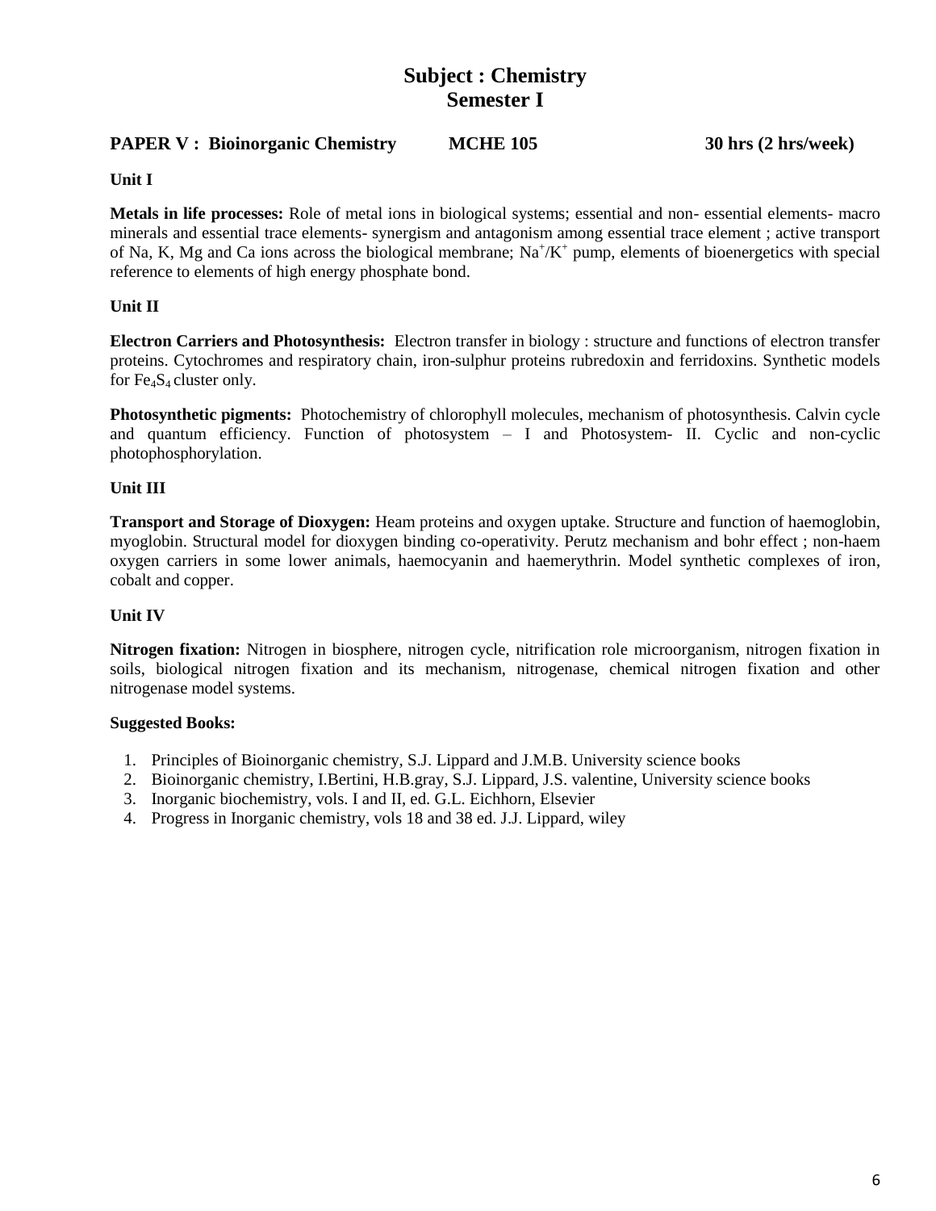# Subject : Chemistry
# Semester I

**PAPER V : Bioinorganic Chemistry MCHE 105 30 hrs (2 hrs/week)**

**Unit I**

**Metals in life processes:** Role of metal ions in biological systems; essential and non- essential elements- macro minerals and essential trace elements- synergism and antagonism among essential trace element ; active transport of Na, K, Mg and Ca ions across the biological membrane; $Na^+/K^+$ pump, elements of bioenergetics with special reference to elements of high energy phosphate bond.

**Unit II**

**Electron Carriers and Photosynthesis:** Electron transfer in biology : structure and functions of electron transfer proteins. Cytochromes and respiratory chain, iron-sulphur proteins rubredoxin and ferridoxins. Synthetic models for $Fe_4S_4$ cluster only.

**Photosynthetic pigments:** Photochemistry of chlorophyll molecules, mechanism of photosynthesis. Calvin cycle and quantum efficiency. Function of photosystem – I and Photosystem- II. Cyclic and non-cyclic photophosphorylation.

**Unit III**

**Transport and Storage of Dioxygen:** Heam proteins and oxygen uptake. Structure and function of haemoglobin, myoglobin. Structural model for dioxygen binding co-operativity. Perutz mechanism and bohr effect ; non-haem oxygen carriers in some lower animals, haemocyanin and haemerythrin. Model synthetic complexes of iron, cobalt and copper.

**Unit IV**

**Nitrogen fixation:** Nitrogen in biosphere, nitrogen cycle, nitrification role microorganism, nitrogen fixation in soils, biological nitrogen fixation and its mechanism, nitrogenase, chemical nitrogen fixation and other nitrogenase model systems.

**Suggested Books:**

1. Principles of Bioinorganic chemistry, S.J. Lippard and J.M.B. University science books
2. Bioinorganic chemistry, I.Bertini, H.B.gray, S.J. Lippard, J.S. valentine, University science books
3. Inorganic biochemistry, vols. I and II, ed. G.L. Eichhorn, Elsevier
4. Progress in Inorganic chemistry, vols 18 and 38 ed. J.J. Lippard, wiley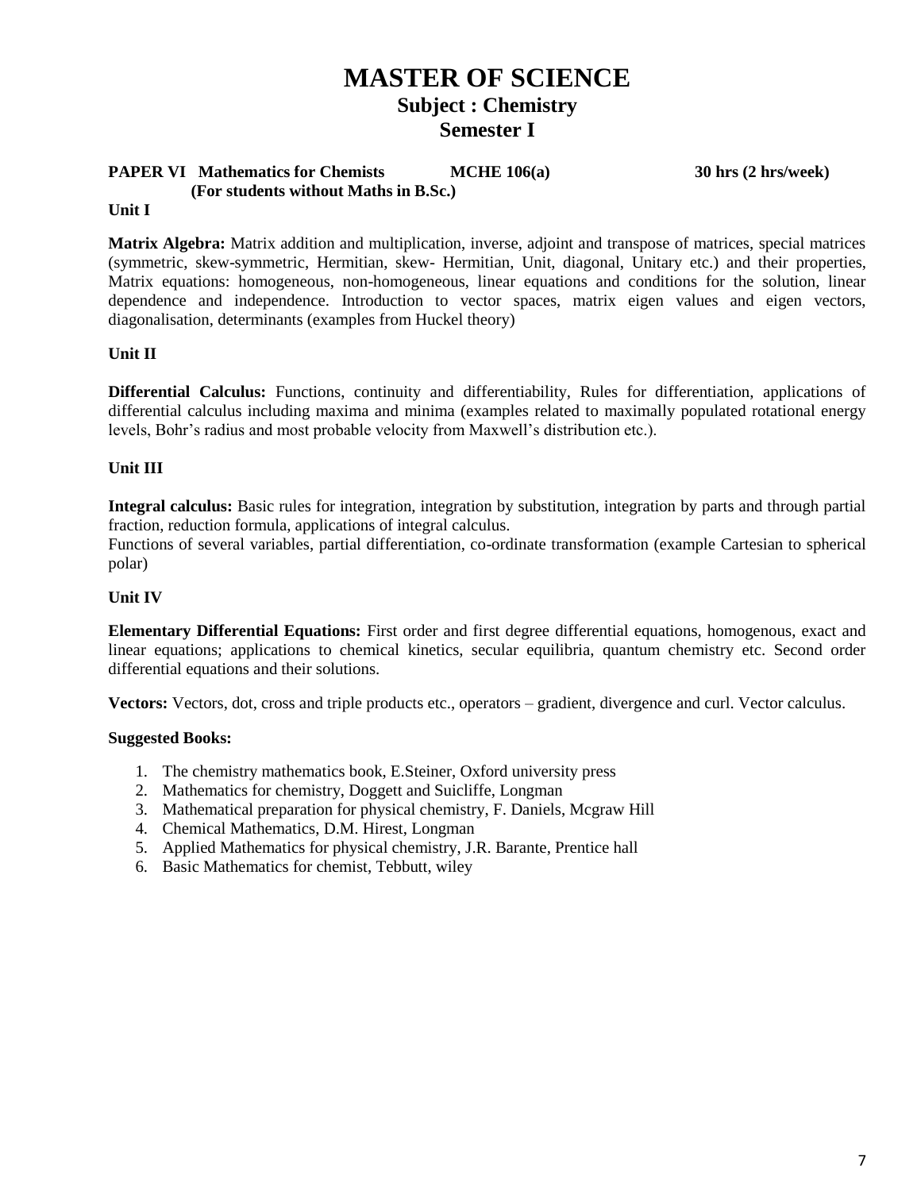# MASTER OF SCIENCE

## Subject : Chemistry

## Semester I

**PAPER VI Mathematics for Chemists MCHE 106(a) 30 hrs (2 hrs/week)**
**(For students without Maths in B.Sc.)**

**Unit I**

**Matrix Algebra:** Matrix addition and multiplication, inverse, adjoint and transpose of matrices, special matrices (symmetric, skew-symmetric, Hermitian, skew- Hermitian, Unit, diagonal, Unitary etc.) and their properties, Matrix equations: homogeneous, non-homogeneous, linear equations and conditions for the solution, linear dependence and independence. Introduction to vector spaces, matrix eigen values and eigen vectors, diagonalisation, determinants (examples from Huckel theory)

**Unit II**

**Differential Calculus:** Functions, continuity and differentiability, Rules for differentiation, applications of differential calculus including maxima and minima (examples related to maximally populated rotational energy levels, Bohr's radius and most probable velocity from Maxwell's distribution etc.).

**Unit III**

**Integral calculus:** Basic rules for integration, integration by substitution, integration by parts and through partial fraction, reduction formula, applications of integral calculus.
Functions of several variables, partial differentiation, co-ordinate transformation (example Cartesian to spherical polar)

**Unit IV**

**Elementary Differential Equations:** First order and first degree differential equations, homogenous, exact and linear equations; applications to chemical kinetics, secular equilibria, quantum chemistry etc. Second order differential equations and their solutions.

**Vectors:** Vectors, dot, cross and triple products etc., operators – gradient, divergence and curl. Vector calculus.

**Suggested Books:**

1. The chemistry mathematics book, E.Steiner, Oxford university press
2. Mathematics for chemistry, Doggett and Suicliffe, Longman
3. Mathematical preparation for physical chemistry, F. Daniels, Mcgraw Hill
4. Chemical Mathematics, D.M. Hirest, Longman
5. Applied Mathematics for physical chemistry, J.R. Barante, Prentice hall
6. Basic Mathematics for chemist, Tebbutt, wiley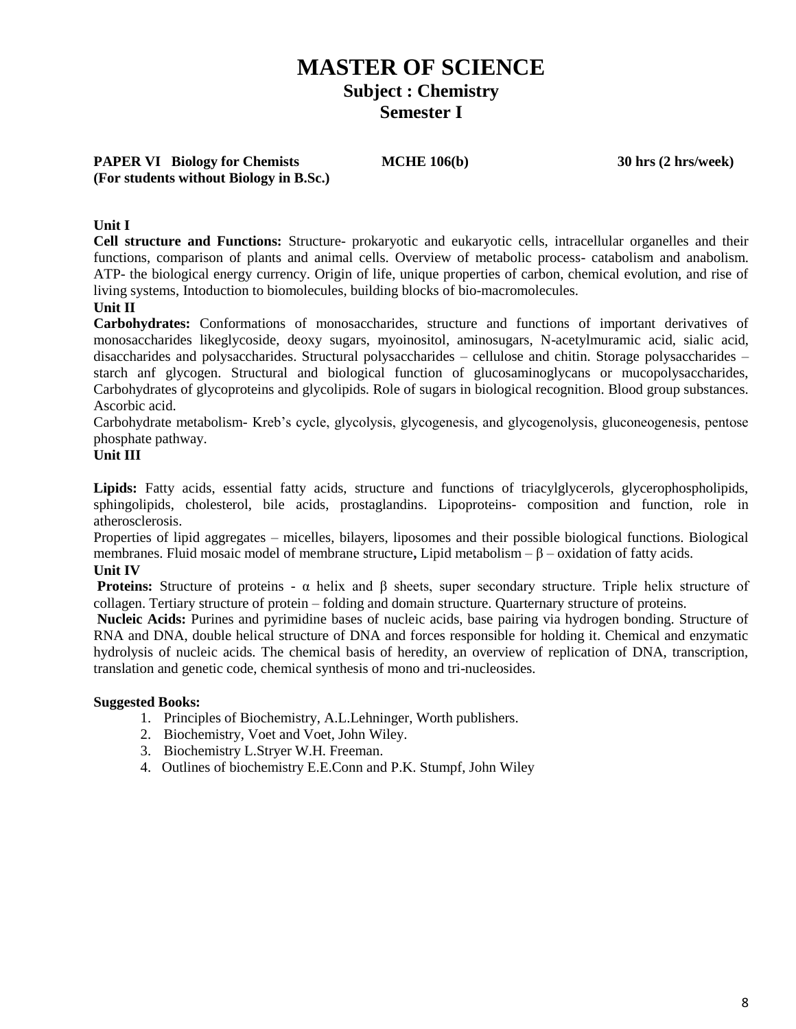# MASTER OF SCIENCE

## Subject : Chemistry

## Semester I

**PAPER VI Biology for Chemists** **MCHE 106(b)** **30 hrs (2 hrs/week)**
**(For students without Biology in B.Sc.)**

**Unit I**

**Cell structure and Functions:** Structure- prokaryotic and eukaryotic cells, intracellular organelles and their functions, comparison of plants and animal cells. Overview of metabolic process- catabolism and anabolism. ATP- the biological energy currency. Origin of life, unique properties of carbon, chemical evolution, and rise of living systems, Intoduction to biomolecules, building blocks of bio-macromolecules.

**Unit II**

**Carbohydrates:** Conformations of monosaccharides, structure and functions of important derivatives of monosaccharides likeglycoside, deoxy sugars, myoinositol, aminosugars, N-acetylmuramic acid, sialic acid, disaccharides and polysaccharides. Structural polysaccharides – cellulose and chitin. Storage polysaccharides – starch anf glycogen. Structural and biological function of glucosaminoglycans or mucopolysaccharides, Carbohydrates of glycoproteins and glycolipids. Role of sugars in biological recognition. Blood group substances. Ascorbic acid.

Carbohydrate metabolism- Kreb's cycle, glycolysis, glycogenesis, and glycogenolysis, gluconeogenesis, pentose phosphate pathway.

**Unit III**

**Lipids:** Fatty acids, essential fatty acids, structure and functions of triacylglycerols, glycerophospholipids, sphingolipids, cholesterol, bile acids, prostaglandins. Lipoproteins- composition and function, role in atherosclerosis.

Properties of lipid aggregates – micelles, bilayers, liposomes and their possible biological functions. Biological membranes. Fluid mosaic model of membrane structure**,** Lipid metabolism – $\beta$ – oxidation of fatty acids.

**Unit IV**

**Proteins:** Structure of proteins - $\alpha$ helix and $\beta$ sheets, super secondary structure. Triple helix structure of collagen. Tertiary structure of protein – folding and domain structure. Quarternary structure of proteins.

**Nucleic Acids:** Purines and pyrimidine bases of nucleic acids, base pairing via hydrogen bonding. Structure of RNA and DNA, double helical structure of DNA and forces responsible for holding it. Chemical and enzymatic hydrolysis of nucleic acids. The chemical basis of heredity, an overview of replication of DNA, transcription, translation and genetic code, chemical synthesis of mono and tri-nucleosides.

**Suggested Books:**

1. Principles of Biochemistry, A.L.Lehninger, Worth publishers.
2. Biochemistry, Voet and Voet, John Wiley.
3. Biochemistry L.Stryer W.H. Freeman.
4. Outlines of biochemistry E.E.Conn and P.K. Stumpf, John Wiley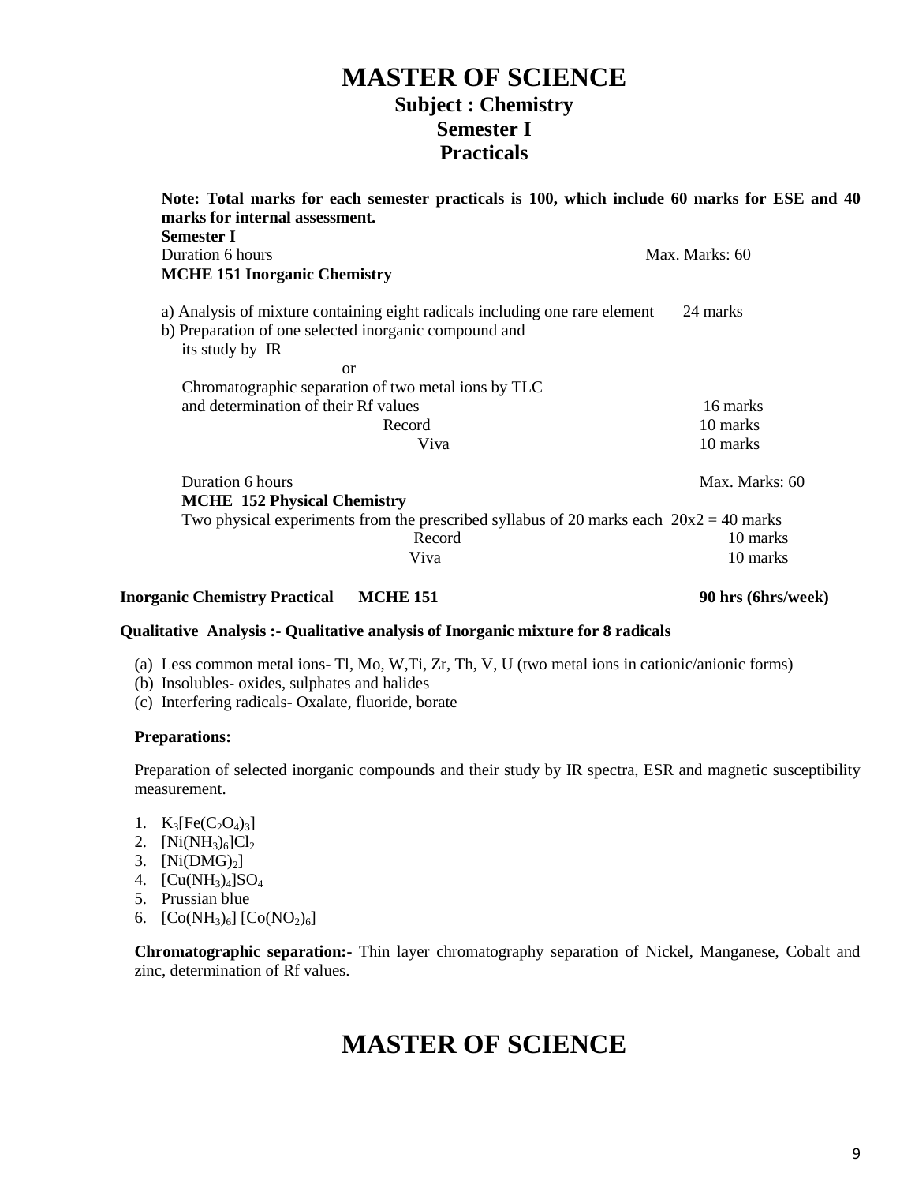# MASTER OF SCIENCE

## Subject : Chemistry

## Semester I

## Practicals

**Note: Total marks for each semester practicals is 100, which include 60 marks for ESE and 40 marks for internal assessment.**

**Semester I**

Duration 6 hours — Max. Marks: 60

**MCHE 151 Inorganic Chemistry**

| | |
|---|---|
| a) Analysis of mixture containing eight radicals including one rare element | 24 marks |
| b) Preparation of one selected inorganic compound and its study by IR<br>or<br>Chromatographic separation of two metal ions by TLC and determination of their Rf values | 16 marks |
| Record | 10 marks |
| Viva | 10 marks |

Duration 6 hours — Max. Marks: 60

**MCHE 152 Physical Chemistry**

| | |
|---|---|
| Two physical experiments from the prescribed syllabus of 20 marks each | 20x2 = 40 marks |
| Record | 10 marks |
| Viva | 10 marks |

**Inorganic Chemistry Practical MCHE 151 — 90 hrs (6hrs/week)**

**Qualitative Analysis :- Qualitative analysis of Inorganic mixture for 8 radicals**

(a) Less common metal ions- Tl, Mo, W,Ti, Zr, Th, V, U (two metal ions in cationic/anionic forms)
(b) Insolubles- oxides, sulphates and halides
(c) Interfering radicals- Oxalate, fluoride, borate

**Preparations:**

Preparation of selected inorganic compounds and their study by IR spectra, ESR and magnetic susceptibility measurement.

1. $K_3[Fe(C_2O_4)_3]$
2. $[Ni(NH_3)_6]Cl_2$
3. $[Ni(DMG)_2]$
4. $[Cu(NH_3)_4]SO_4$
5. Prussian blue
6. $[Co(NH_3)_6]\,[Co(NO_2)_6]$

**Chromatographic separation:-** Thin layer chromatography separation of Nickel, Manganese, Cobalt and zinc, determination of Rf values.

# MASTER OF SCIENCE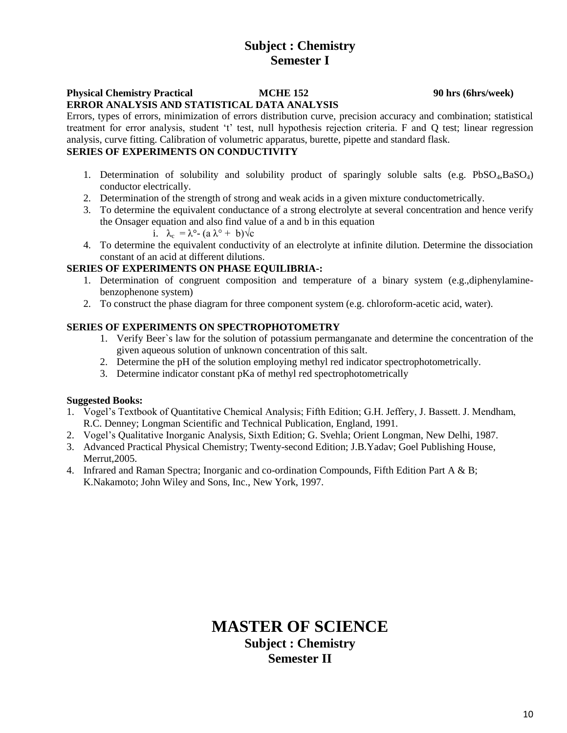## Subject : Chemistry
## Semester I

**Physical Chemistry Practical MCHE 152 90 hrs (6hrs/week)**

**ERROR ANALYSIS AND STATISTICAL DATA ANALYSIS**

Errors, types of errors, minimization of errors distribution curve, precision accuracy and combination; statistical treatment for error analysis, student 't' test, null hypothesis rejection criteria. F and Q test; linear regression analysis, curve fitting. Calibration of volumetric apparatus, burette, pipette and standard flask.

**SERIES OF EXPERIMENTS ON CONDUCTIVITY**

1. Determination of solubility and solubility product of sparingly soluble salts (e.g. $PbSO_4$,$BaSO_4$) conductor electrically.
2. Determination of the strength of strong and weak acids in a given mixture conductometrically.
3. To determine the equivalent conductance of a strong electrolyte at several concentration and hence verify the Onsager equation and also find value of a and b in this equation
   i. $\lambda_c = \lambda° - (a\,\lambda° + b)\sqrt{c}$
4. To determine the equivalent conductivity of an electrolyte at infinite dilution. Determine the dissociation constant of an acid at different dilutions.

**SERIES OF EXPERIMENTS ON PHASE EQUILIBRIA-:**

1. Determination of congruent composition and temperature of a binary system (e.g.,diphenylamine-benzophenone system)
2. To construct the phase diagram for three component system (e.g. chloroform-acetic acid, water).

**SERIES OF EXPERIMENTS ON SPECTROPHOTOMETRY**

1. Verify Beer`s law for the solution of potassium permanganate and determine the concentration of the given aqueous solution of unknown concentration of this salt.
2. Determine the pH of the solution employing methyl red indicator spectrophotometrically.
3. Determine indicator constant pKa of methyl red spectrophotometrically

**Suggested Books:**

1. Vogel's Textbook of Quantitative Chemical Analysis; Fifth Edition; G.H. Jeffery, J. Bassett. J. Mendham, R.C. Denney; Longman Scientific and Technical Publication, England, 1991.
2. Vogel's Qualitative Inorganic Analysis, Sixth Edition; G. Svehla; Orient Longman, New Delhi, 1987.
3. Advanced Practical Physical Chemistry; Twenty-second Edition; J.B.Yadav; Goel Publishing House, Merrut,2005.
4. Infrared and Raman Spectra; Inorganic and co-ordination Compounds, Fifth Edition Part A & B; K.Nakamoto; John Wiley and Sons, Inc., New York, 1997.

# MASTER OF SCIENCE
## Subject : Chemistry
## Semester II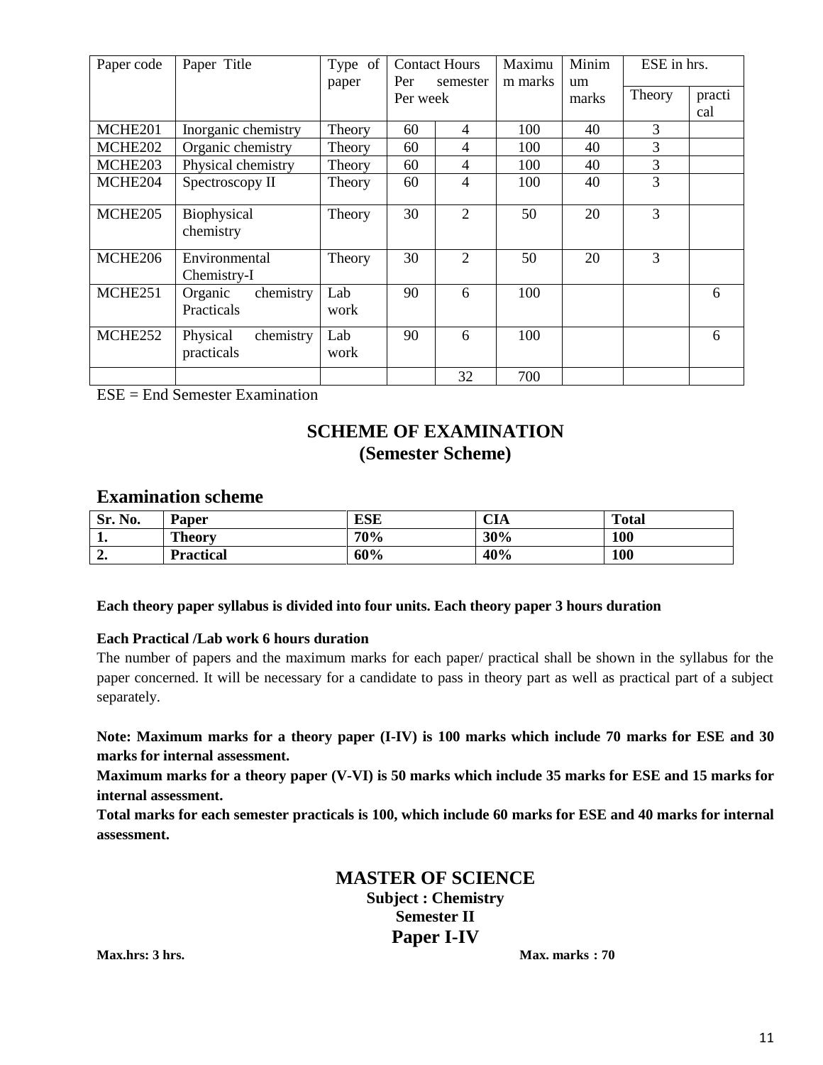| Paper code | Paper Title | Type of paper | Contact Hours Per semester Per week | | Maximum marks | Minimum marks | ESE in hrs. | |
|---|---|---|---|---|---|---|---|---|
| | | | | | | | Theory | practical |
| MCHE201 | Inorganic chemistry | Theory | 60 | 4 | 100 | 40 | 3 | |
| MCHE202 | Organic chemistry | Theory | 60 | 4 | 100 | 40 | 3 | |
| MCHE203 | Physical chemistry | Theory | 60 | 4 | 100 | 40 | 3 | |
| MCHE204 | Spectroscopy II | Theory | 60 | 4 | 100 | 40 | 3 | |
| MCHE205 | Biophysical chemistry | Theory | 30 | 2 | 50 | 20 | 3 | |
| MCHE206 | Environmental Chemistry-I | Theory | 30 | 2 | 50 | 20 | 3 | |
| MCHE251 | Organic chemistry Practicals | Lab work | 90 | 6 | 100 | | | 6 |
| MCHE252 | Physical chemistry practicals | Lab work | 90 | 6 | 100 | | | 6 |
| | | | | 32 | 700 | | | |

ESE = End Semester Examination

## SCHEME OF EXAMINATION
## (Semester Scheme)

### Examination scheme

| Sr. No. | Paper | ESE | CIA | Total |
|---|---|---|---|---|
| **1.** | **Theory** | **70%** | **30%** | **100** |
| **2.** | **Practical** | **60%** | **40%** | **100** |

**Each theory paper syllabus is divided into four units. Each theory paper 3 hours duration**

**Each Practical /Lab work 6 hours duration**

The number of papers and the maximum marks for each paper/ practical shall be shown in the syllabus for the paper concerned. It will be necessary for a candidate to pass in theory part as well as practical part of a subject separately.

**Note: Maximum marks for a theory paper (I-IV) is 100 marks which include 70 marks for ESE and 30 marks for internal assessment.**

**Maximum marks for a theory paper (V-VI) is 50 marks which include 35 marks for ESE and 15 marks for internal assessment.**

**Total marks for each semester practicals is 100, which include 60 marks for ESE and 40 marks for internal assessment.**

## MASTER OF SCIENCE

**Subject : Chemistry**

**Semester II**

## Paper I-IV

**Max.hrs: 3 hrs.** **Max. marks : 70**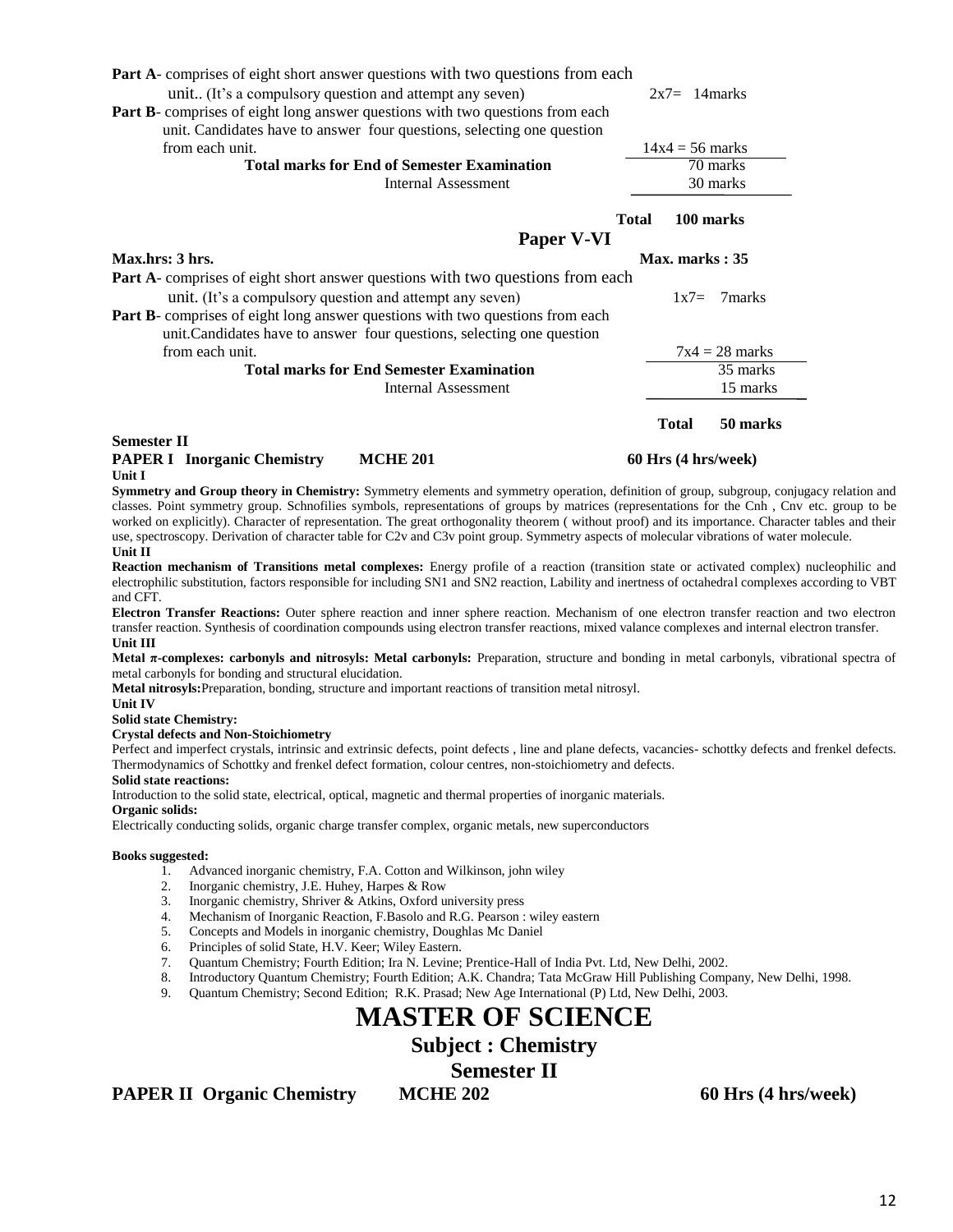**Part A**- comprises of eight short answer questions with two questions from each unit.. (It's a compulsory question and attempt any seven) $2x7= 14$marks

**Part B**- comprises of eight long answer questions with two questions from each unit. Candidates have to answer four questions, selecting one question from each unit. $14x4 = 56$ marks

| | |
|---|---|
| **Total marks for End of Semester Examination** | 70 marks |
| Internal Assessment | 30 marks |
| **Total** | **100 marks** |

## Paper V-VI

**Max.hrs: 3 hrs.** **Max. marks : 35**

**Part A**- comprises of eight short answer questions with two questions from each unit. (It's a compulsory question and attempt any seven) $1x7= 7$marks

**Part B**- comprises of eight long answer questions with two questions from each unit.Candidates have to answer four questions, selecting one question from each unit. $7x4 = 28$ marks

| | |
|---|---|
| **Total marks for End Semester Examination** | 35 marks |
| Internal Assessment | 15 marks |
| **Total** | **50 marks** |

**Semester II**

**PAPER I Inorganic Chemistry MCHE 201 60 Hrs (4 hrs/week)**

**Unit I**

**Symmetry and Group theory in Chemistry:** Symmetry elements and symmetry operation, definition of group, subgroup, conjugacy relation and classes. Point symmetry group. Schnofilies symbols, representations of groups by matrices (representations for the Cnh , Cnv etc. group to be worked on explicitly). Character of representation. The great orthogonality theorem ( without proof) and its importance. Character tables and their use, spectroscopy. Derivation of character table for C2v and C3v point group. Symmetry aspects of molecular vibrations of water molecule.

**Unit II**

**Reaction mechanism of Transitions metal complexes:** Energy profile of a reaction (transition state or activated complex) nucleophilic and electrophilic substitution, factors responsible for including SN1 and SN2 reaction, Lability and inertness of octahedral complexes according to VBT and CFT.

**Electron Transfer Reactions:** Outer sphere reaction and inner sphere reaction. Mechanism of one electron transfer reaction and two electron transfer reaction. Synthesis of coordination compounds using electron transfer reactions, mixed valance complexes and internal electron transfer.

**Unit III**

**Metal π-complexes: carbonyls and nitrosyls: Metal carbonyls:** Preparation, structure and bonding in metal carbonyls, vibrational spectra of metal carbonyls for bonding and structural elucidation.

**Metal nitrosyls:**Preparation, bonding, structure and important reactions of transition metal nitrosyl.

**Unit IV**

**Solid state Chemistry:**

**Crystal defects and Non-Stoichiometry**

Perfect and imperfect crystals, intrinsic and extrinsic defects, point defects , line and plane defects, vacancies- schottky defects and frenkel defects. Thermodynamics of Schottky and frenkel defect formation, colour centres, non-stoichiometry and defects.

**Solid state reactions:**

Introduction to the solid state, electrical, optical, magnetic and thermal properties of inorganic materials.

**Organic solids:**

Electrically conducting solids, organic charge transfer complex, organic metals, new superconductors

**Books suggested:**

1. Advanced inorganic chemistry, F.A. Cotton and Wilkinson, john wiley
2. Inorganic chemistry, J.E. Huhey, Harpes & Row
3. Inorganic chemistry, Shriver & Atkins, Oxford university press
4. Mechanism of Inorganic Reaction, F.Basolo and R.G. Pearson : wiley eastern
5. Concepts and Models in inorganic chemistry, Doughlas Mc Daniel
6. Principles of solid State, H.V. Keer; Wiley Eastern.
7. Quantum Chemistry; Fourth Edition; Ira N. Levine; Prentice-Hall of India Pvt. Ltd, New Delhi, 2002.
8. Introductory Quantum Chemistry; Fourth Edition; A.K. Chandra; Tata McGraw Hill Publishing Company, New Delhi, 1998.
9. Quantum Chemistry; Second Edition; R.K. Prasad; New Age International (P) Ltd, New Delhi, 2003.

# MASTER OF SCIENCE

## Subject : Chemistry

## Semester II

**PAPER II Organic Chemistry MCHE 202 60 Hrs (4 hrs/week)**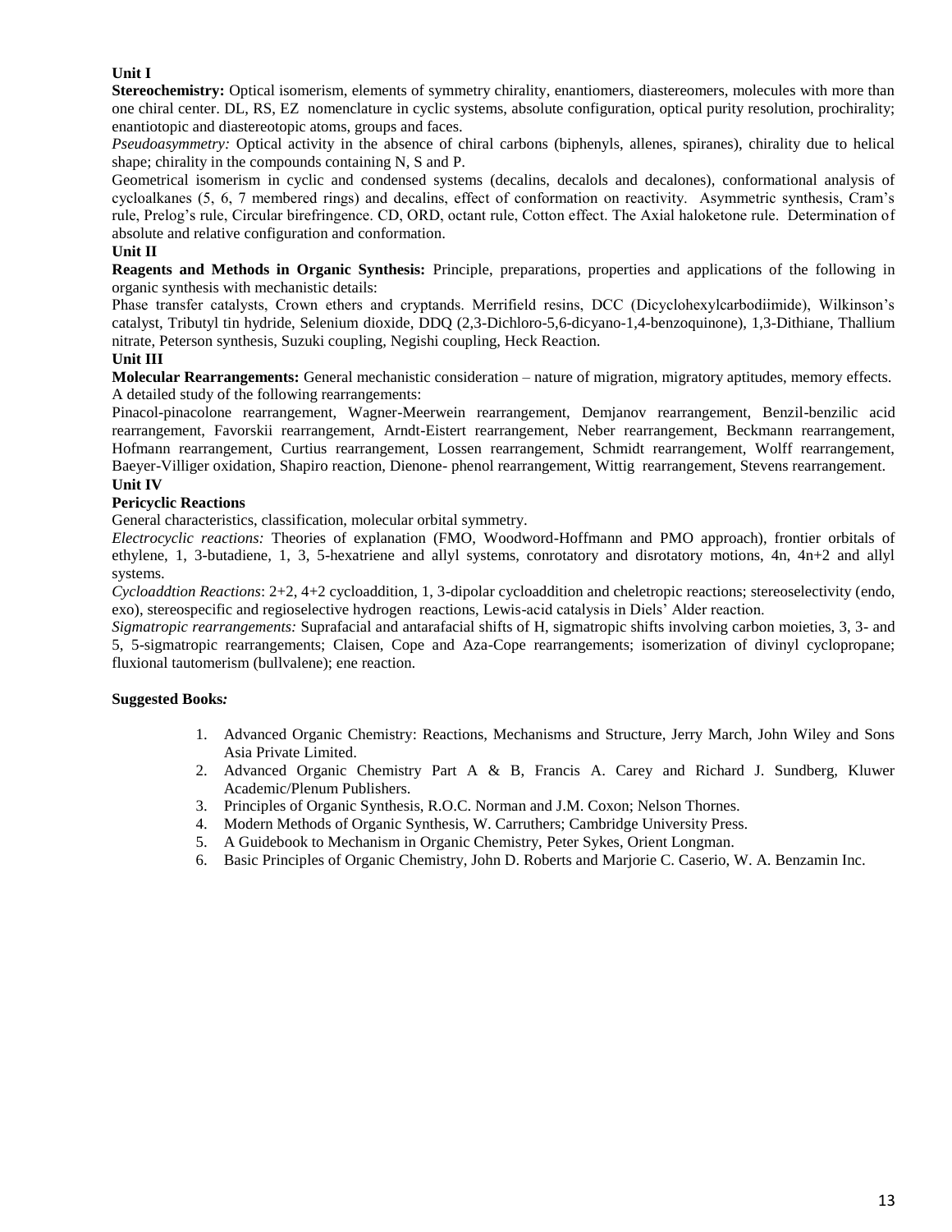**Unit I**

**Stereochemistry:** Optical isomerism, elements of symmetry chirality, enantiomers, diastereomers, molecules with more than one chiral center. DL, RS, EZ nomenclature in cyclic systems, absolute configuration, optical purity resolution, prochirality; enantiotopic and diastereotopic atoms, groups and faces.

*Pseudoasymmetry:* Optical activity in the absence of chiral carbons (biphenyls, allenes, spiranes), chirality due to helical shape; chirality in the compounds containing N, S and P.

Geometrical isomerism in cyclic and condensed systems (decalins, decalols and decalones), conformational analysis of cycloalkanes (5, 6, 7 membered rings) and decalins, effect of conformation on reactivity. Asymmetric synthesis, Cram's rule, Prelog's rule, Circular birefringence. CD, ORD, octant rule, Cotton effect. The Axial haloketone rule. Determination of absolute and relative configuration and conformation.

**Unit II**

**Reagents and Methods in Organic Synthesis:** Principle, preparations, properties and applications of the following in organic synthesis with mechanistic details:

Phase transfer catalysts, Crown ethers and cryptands. Merrifield resins, DCC (Dicyclohexylcarbodiimide), Wilkinson's catalyst, Tributyl tin hydride, Selenium dioxide, DDQ (2,3-Dichloro-5,6-dicyano-1,4-benzoquinone), 1,3-Dithiane, Thallium nitrate, Peterson synthesis, Suzuki coupling, Negishi coupling, Heck Reaction.

**Unit III**

**Molecular Rearrangements:** General mechanistic consideration – nature of migration, migratory aptitudes, memory effects. A detailed study of the following rearrangements:

Pinacol-pinacolone rearrangement, Wagner-Meerwein rearrangement, Demjanov rearrangement, Benzil-benzilic acid rearrangement, Favorskii rearrangement, Arndt-Eistert rearrangement, Neber rearrangement, Beckmann rearrangement, Hofmann rearrangement, Curtius rearrangement, Lossen rearrangement, Schmidt rearrangement, Wolff rearrangement, Baeyer-Villiger oxidation, Shapiro reaction, Dienone- phenol rearrangement, Wittig rearrangement, Stevens rearrangement.

**Unit IV**

**Pericyclic Reactions**

General characteristics, classification, molecular orbital symmetry.

*Electrocyclic reactions:* Theories of explanation (FMO, Woodword-Hoffmann and PMO approach), frontier orbitals of ethylene, 1, 3-butadiene, 1, 3, 5-hexatriene and allyl systems, conrotatory and disrotatory motions, 4n, 4n+2 and allyl systems.

*Cycloaddtion Reactions*: 2+2, 4+2 cycloaddition, 1, 3-dipolar cycloaddition and cheletropic reactions; stereoselectivity (endo, exo), stereospecific and regioselective hydrogen reactions, Lewis-acid catalysis in Diels' Alder reaction.

*Sigmatropic rearrangements:* Suprafacial and antarafacial shifts of H, sigmatropic shifts involving carbon moieties, 3, 3- and 5, 5-sigmatropic rearrangements; Claisen, Cope and Aza-Cope rearrangements; isomerization of divinyl cyclopropane; fluxional tautomerism (bullvalene); ene reaction.

**Suggested Books*:***

1. Advanced Organic Chemistry: Reactions, Mechanisms and Structure, Jerry March, John Wiley and Sons Asia Private Limited.
2. Advanced Organic Chemistry Part A & B, Francis A. Carey and Richard J. Sundberg, Kluwer Academic/Plenum Publishers.
3. Principles of Organic Synthesis, R.O.C. Norman and J.M. Coxon; Nelson Thornes.
4. Modern Methods of Organic Synthesis, W. Carruthers; Cambridge University Press.
5. A Guidebook to Mechanism in Organic Chemistry, Peter Sykes, Orient Longman.
6. Basic Principles of Organic Chemistry, John D. Roberts and Marjorie C. Caserio, W. A. Benzamin Inc.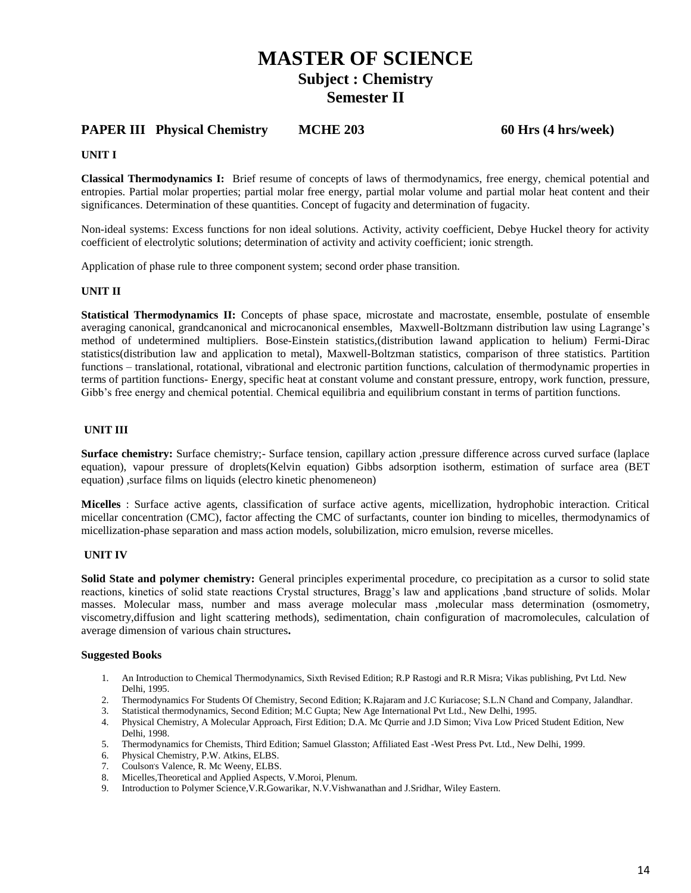# MASTER OF SCIENCE

## Subject : Chemistry

## Semester II

### PAPER III Physical Chemistry MCHE 203 60 Hrs (4 hrs/week)

**UNIT I**

**Classical Thermodynamics I:** Brief resume of concepts of laws of thermodynamics, free energy, chemical potential and entropies. Partial molar properties; partial molar free energy, partial molar volume and partial molar heat content and their significances. Determination of these quantities. Concept of fugacity and determination of fugacity.

Non-ideal systems: Excess functions for non ideal solutions. Activity, activity coefficient, Debye Huckel theory for activity coefficient of electrolytic solutions; determination of activity and activity coefficient; ionic strength.

Application of phase rule to three component system; second order phase transition.

**UNIT II**

**Statistical Thermodynamics II:** Concepts of phase space, microstate and macrostate, ensemble, postulate of ensemble averaging canonical, grandcanonical and microcanonical ensembles, Maxwell-Boltzmann distribution law using Lagrange's method of undetermined multipliers. Bose-Einstein statistics,(distribution lawand application to helium) Fermi-Dirac statistics(distribution law and application to metal), Maxwell-Boltzman statistics, comparison of three statistics. Partition functions – translational, rotational, vibrational and electronic partition functions, calculation of thermodynamic properties in terms of partition functions- Energy, specific heat at constant volume and constant pressure, entropy, work function, pressure, Gibb's free energy and chemical potential. Chemical equilibria and equilibrium constant in terms of partition functions.

**UNIT III**

**Surface chemistry:** Surface chemistry;- Surface tension, capillary action ,pressure difference across curved surface (laplace equation), vapour pressure of droplets(Kelvin equation) Gibbs adsorption isotherm, estimation of surface area (BET equation) ,surface films on liquids (electro kinetic phenomeneon)

**Micelles** : Surface active agents, classification of surface active agents, micellization, hydrophobic interaction. Critical micellar concentration (CMC), factor affecting the CMC of surfactants, counter ion binding to micelles, thermodynamics of micellization-phase separation and mass action models, solubilization, micro emulsion, reverse micelles.

**UNIT IV**

**Solid State and polymer chemistry:** General principles experimental procedure, co precipitation as a cursor to solid state reactions, kinetics of solid state reactions Crystal structures, Bragg's law and applications ,band structure of solids. Molar masses. Molecular mass, number and mass average molecular mass ,molecular mass determination (osmometry, viscometry,diffusion and light scattering methods), sedimentation, chain configuration of macromolecules, calculation of average dimension of various chain structures**.**

**Suggested Books**

1. An Introduction to Chemical Thermodynamics, Sixth Revised Edition; R.P Rastogi and R.R Misra; Vikas publishing, Pvt Ltd. New Delhi, 1995.
2. Thermodynamics For Students Of Chemistry, Second Edition; K.Rajaram and J.C Kuriacose; S.L.N Chand and Company, Jalandhar.
3. Statistical thermodynamics, Second Edition; M.C Gupta; New Age International Pvt Ltd., New Delhi, 1995.
4. Physical Chemistry, A Molecular Approach, First Edition; D.A. Mc Qurrie and J.D Simon; Viva Low Priced Student Edition, New Delhi, 1998.
5. Thermodynamics for Chemists, Third Edition; Samuel Glasston; Affiliated East -West Press Pvt. Ltd., New Delhi, 1999.
6. Physical Chemistry, P.W. Atkins, ELBS.
7. Coulson's Valence, R. Mc Weeny, ELBS.
8. Micelles,Theoretical and Applied Aspects, V.Moroi, Plenum.
9. Introduction to Polymer Science,V.R.Gowarikar, N.V.Vishwanathan and J.Sridhar, Wiley Eastern.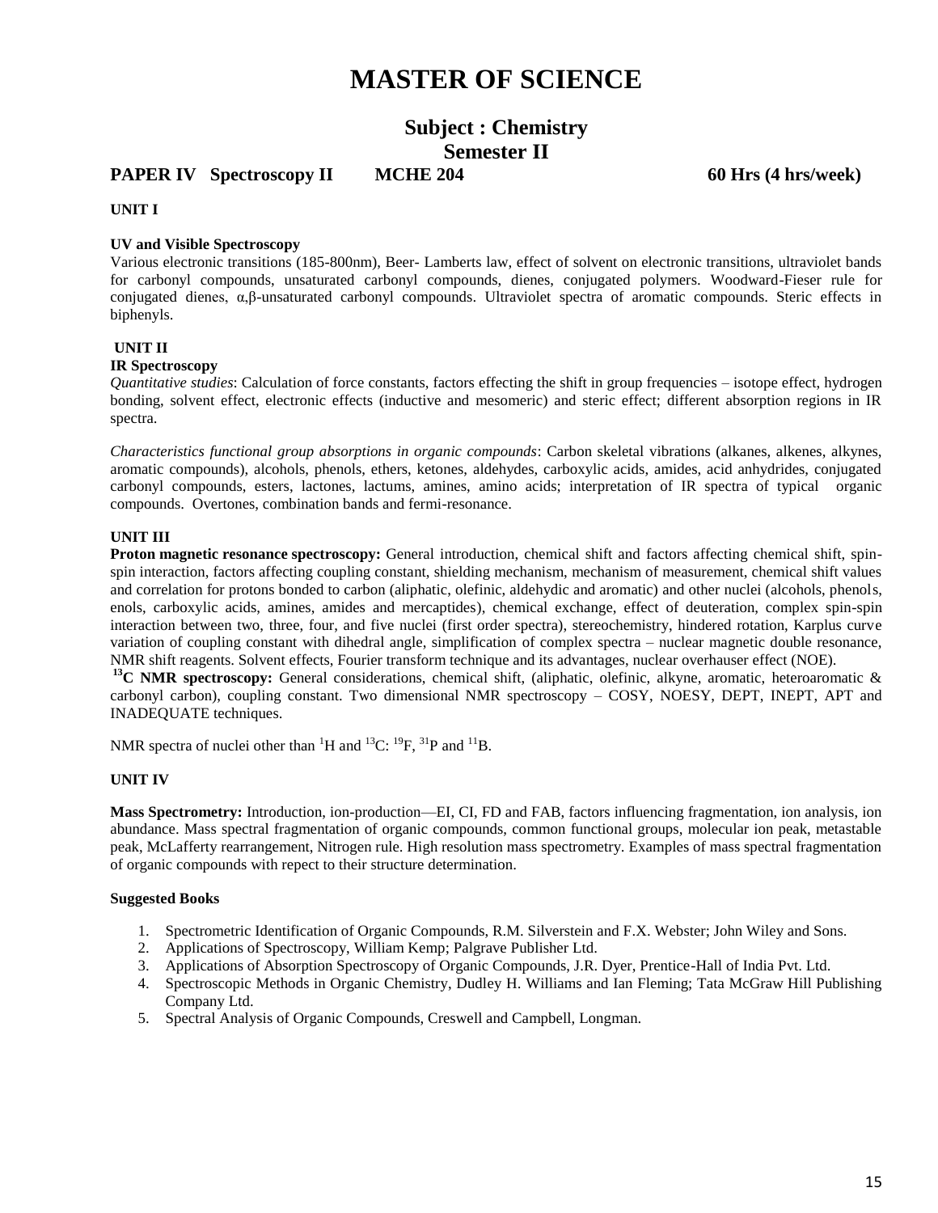# MASTER OF SCIENCE

## Subject : Chemistry
## Semester II

**PAPER IV Spectroscopy II MCHE 204 60 Hrs (4 hrs/week)**

**UNIT I**

**UV and Visible Spectroscopy**

Various electronic transitions (185-800nm), Beer- Lamberts law, effect of solvent on electronic transitions, ultraviolet bands for carbonyl compounds, unsaturated carbonyl compounds, dienes, conjugated polymers. Woodward-Fieser rule for conjugated dienes, α,β-unsaturated carbonyl compounds. Ultraviolet spectra of aromatic compounds. Steric effects in biphenyls.

**UNIT II**

**IR Spectroscopy**

*Quantitative studies*: Calculation of force constants, factors effecting the shift in group frequencies – isotope effect, hydrogen bonding, solvent effect, electronic effects (inductive and mesomeric) and steric effect; different absorption regions in IR spectra.

*Characteristics functional group absorptions in organic compounds*: Carbon skeletal vibrations (alkanes, alkenes, alkynes, aromatic compounds), alcohols, phenols, ethers, ketones, aldehydes, carboxylic acids, amides, acid anhydrides, conjugated carbonyl compounds, esters, lactones, lactums, amines, amino acids; interpretation of IR spectra of typical organic compounds. Overtones, combination bands and fermi-resonance.

**UNIT III**

**Proton magnetic resonance spectroscopy:** General introduction, chemical shift and factors affecting chemical shift, spin-spin interaction, factors affecting coupling constant, shielding mechanism, mechanism of measurement, chemical shift values and correlation for protons bonded to carbon (aliphatic, olefinic, aldehydic and aromatic) and other nuclei (alcohols, phenols, enols, carboxylic acids, amines, amides and mercaptides), chemical exchange, effect of deuteration, complex spin-spin interaction between two, three, four, and five nuclei (first order spectra), stereochemistry, hindered rotation, Karplus curve variation of coupling constant with dihedral angle, simplification of complex spectra – nuclear magnetic double resonance, NMR shift reagents. Solvent effects, Fourier transform technique and its advantages, nuclear overhauser effect (NOE).

**$^{13}C$ NMR spectroscopy:** General considerations, chemical shift, (aliphatic, olefinic, alkyne, aromatic, heteroaromatic & carbonyl carbon), coupling constant. Two dimensional NMR spectroscopy – COSY, NOESY, DEPT, INEPT, APT and INADEQUATE techniques.

NMR spectra of nuclei other than $^{1}H$ and $^{13}C$: $^{19}F$, $^{31}P$ and $^{11}B$.

**UNIT IV**

**Mass Spectrometry:** Introduction, ion-production—EI, CI, FD and FAB, factors influencing fragmentation, ion analysis, ion abundance. Mass spectral fragmentation of organic compounds, common functional groups, molecular ion peak, metastable peak, McLafferty rearrangement, Nitrogen rule. High resolution mass spectrometry. Examples of mass spectral fragmentation of organic compounds with repect to their structure determination.

**Suggested Books**

1. Spectrometric Identification of Organic Compounds, R.M. Silverstein and F.X. Webster; John Wiley and Sons.
2. Applications of Spectroscopy, William Kemp; Palgrave Publisher Ltd.
3. Applications of Absorption Spectroscopy of Organic Compounds, J.R. Dyer, Prentice-Hall of India Pvt. Ltd.
4. Spectroscopic Methods in Organic Chemistry, Dudley H. Williams and Ian Fleming; Tata McGraw Hill Publishing Company Ltd.
5. Spectral Analysis of Organic Compounds, Creswell and Campbell, Longman.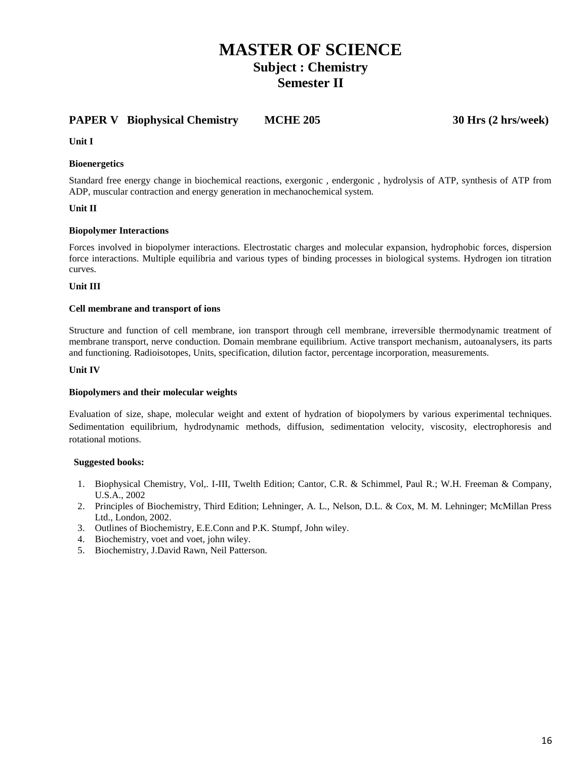# MASTER OF SCIENCE

## Subject : Chemistry

## Semester II

### PAPER V Biophysical Chemistry MCHE 205 30 Hrs (2 hrs/week)

**Unit I**

**Bioenergetics**

Standard free energy change in biochemical reactions, exergonic , endergonic , hydrolysis of ATP, synthesis of ATP from ADP, muscular contraction and energy generation in mechanochemical system.

**Unit II**

**Biopolymer Interactions**

Forces involved in biopolymer interactions. Electrostatic charges and molecular expansion, hydrophobic forces, dispersion force interactions. Multiple equilibria and various types of binding processes in biological systems. Hydrogen ion titration curves.

**Unit III**

**Cell membrane and transport of ions**

Structure and function of cell membrane, ion transport through cell membrane, irreversible thermodynamic treatment of membrane transport, nerve conduction. Domain membrane equilibrium. Active transport mechanism, autoanalysers, its parts and functioning. Radioisotopes, Units, specification, dilution factor, percentage incorporation, measurements.

**Unit IV**

**Biopolymers and their molecular weights**

Evaluation of size, shape, molecular weight and extent of hydration of biopolymers by various experimental techniques. Sedimentation equilibrium, hydrodynamic methods, diffusion, sedimentation velocity, viscosity, electrophoresis and rotational motions.

**Suggested books:**

1. Biophysical Chemistry, Vol,. I-III, Twelth Edition; Cantor, C.R. & Schimmel, Paul R.; W.H. Freeman & Company, U.S.A., 2002
2. Principles of Biochemistry, Third Edition; Lehninger, A. L., Nelson, D.L. & Cox, M. M. Lehninger; McMillan Press Ltd., London, 2002.
3. Outlines of Biochemistry, E.E.Conn and P.K. Stumpf, John wiley.
4. Biochemistry, voet and voet, john wiley.
5. Biochemistry, J.David Rawn, Neil Patterson.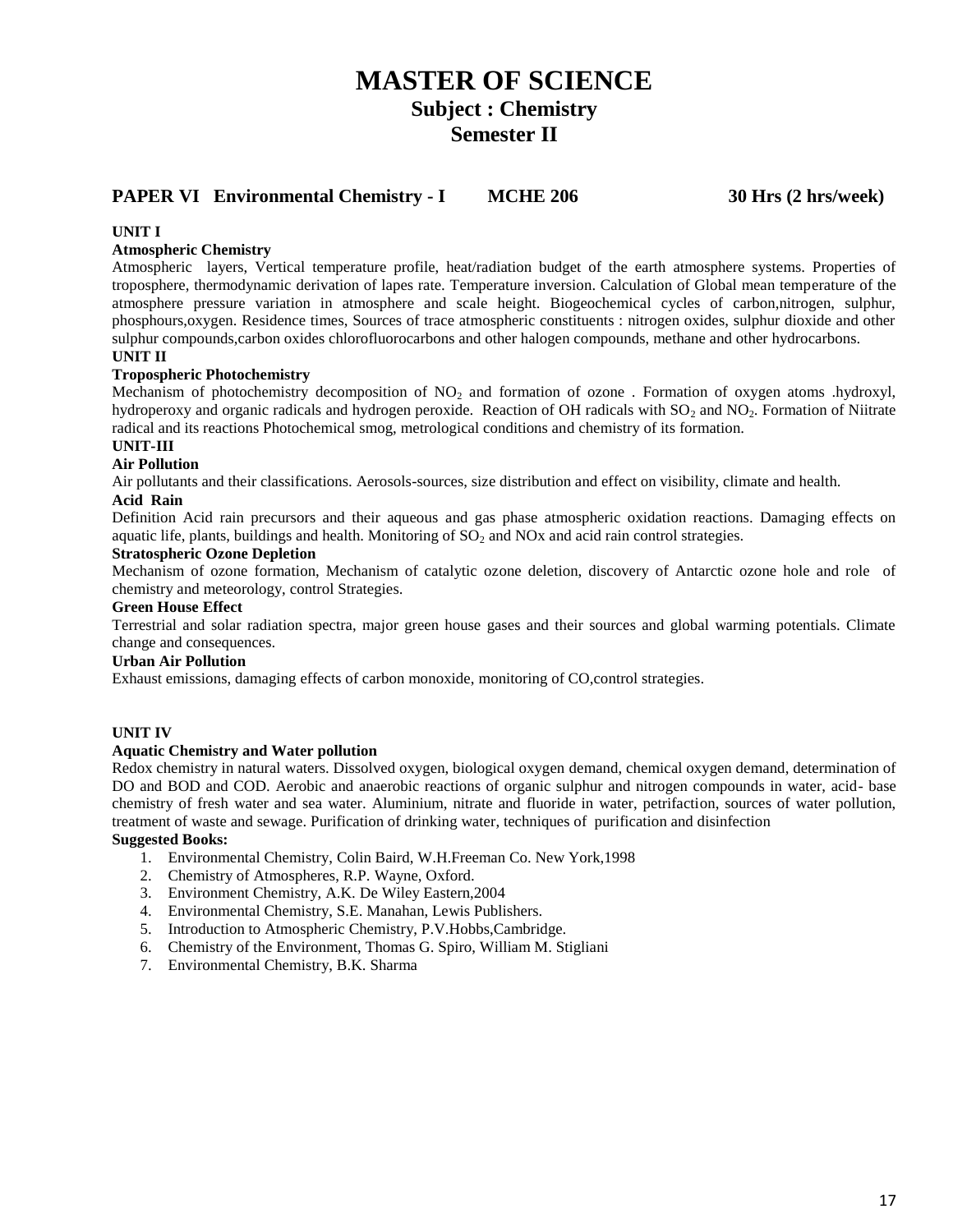# MASTER OF SCIENCE

## Subject : Chemistry

## Semester II

### PAPER VI Environmental Chemistry - I MCHE 206 30 Hrs (2 hrs/week)

**UNIT I**

**Atmospheric Chemistry**

Atmospheric layers, Vertical temperature profile, heat/radiation budget of the earth atmosphere systems. Properties of troposphere, thermodynamic derivation of lapes rate. Temperature inversion. Calculation of Global mean temperature of the atmosphere pressure variation in atmosphere and scale height. Biogeochemical cycles of carbon,nitrogen, sulphur, phosphours,oxygen. Residence times, Sources of trace atmospheric constituents : nitrogen oxides, sulphur dioxide and other sulphur compounds,carbon oxides chlorofluorocarbons and other halogen compounds, methane and other hydrocarbons.

**UNIT II**

**Tropospheric Photochemistry**

Mechanism of photochemistry decomposition of $NO_2$ and formation of ozone . Formation of oxygen atoms .hydroxyl, hydroperoxy and organic radicals and hydrogen peroxide. Reaction of OH radicals with $SO_2$ and $NO_2$. Formation of Niitrate radical and its reactions Photochemical smog, metrological conditions and chemistry of its formation.

**UNIT-III**

**Air Pollution**

Air pollutants and their classifications. Aerosols-sources, size distribution and effect on visibility, climate and health.

**Acid Rain**

Definition Acid rain precursors and their aqueous and gas phase atmospheric oxidation reactions. Damaging effects on aquatic life, plants, buildings and health. Monitoring of $SO_2$ and NOx and acid rain control strategies.

**Stratospheric Ozone Depletion**

Mechanism of ozone formation, Mechanism of catalytic ozone deletion, discovery of Antarctic ozone hole and role of chemistry and meteorology, control Strategies.

**Green House Effect**

Terrestrial and solar radiation spectra, major green house gases and their sources and global warming potentials. Climate change and consequences.

**Urban Air Pollution**

Exhaust emissions, damaging effects of carbon monoxide, monitoring of CO,control strategies.

**UNIT IV**

**Aquatic Chemistry and Water pollution**

Redox chemistry in natural waters. Dissolved oxygen, biological oxygen demand, chemical oxygen demand, determination of DO and BOD and COD. Aerobic and anaerobic reactions of organic sulphur and nitrogen compounds in water, acid- base chemistry of fresh water and sea water. Aluminium, nitrate and fluoride in water, petrifaction, sources of water pollution, treatment of waste and sewage. Purification of drinking water, techniques of purification and disinfection

**Suggested Books:**

1. Environmental Chemistry, Colin Baird, W.H.Freeman Co. New York,1998
2. Chemistry of Atmospheres, R.P. Wayne, Oxford.
3. Environment Chemistry, A.K. De Wiley Eastern,2004
4. Environmental Chemistry, S.E. Manahan, Lewis Publishers.
5. Introduction to Atmospheric Chemistry, P.V.Hobbs,Cambridge.
6. Chemistry of the Environment, Thomas G. Spiro, William M. Stigliani
7. Environmental Chemistry, B.K. Sharma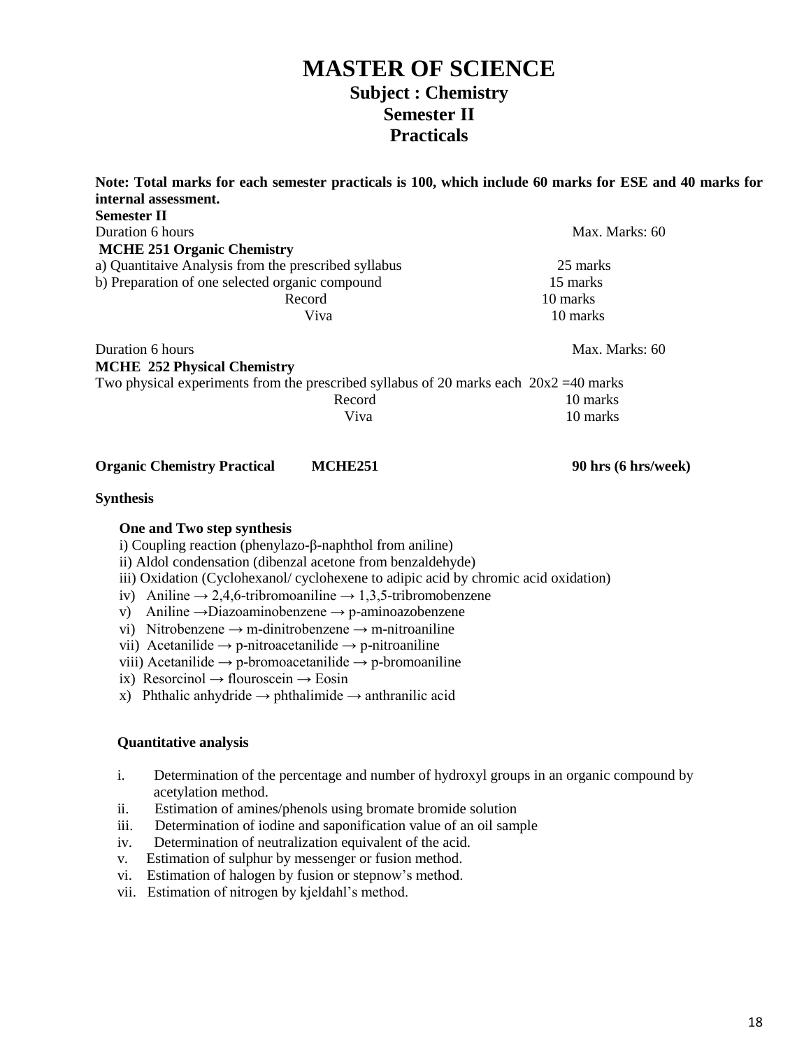# MASTER OF SCIENCE

## Subject : Chemistry

## Semester II

## Practicals

**Note: Total marks for each semester practicals is 100, which include 60 marks for ESE and 40 marks for internal assessment.**

**Semester II**

Duration 6 hours — Max. Marks: 60

**MCHE 251 Organic Chemistry**

| | |
|---|---|
| a) Quantitaive Analysis from the prescribed syllabus | 25 marks |
| b) Preparation of one selected organic compound | 15 marks |
| Record | 10 marks |
| Viva | 10 marks |

Duration 6 hours — Max. Marks: 60

**MCHE 252 Physical Chemistry**

| | |
|---|---|
| Two physical experiments from the prescribed syllabus of 20 marks each | 20x2 =40 marks |
| Record | 10 marks |
| Viva | 10 marks |

**Organic Chemistry Practical MCHE251 90 hrs (6 hrs/week)**

**Synthesis**

**One and Two step synthesis**

i) Coupling reaction (phenylazo-β-naphthol from aniline)
ii) Aldol condensation (dibenzal acetone from benzaldehyde)
iii) Oxidation (Cyclohexanol/ cyclohexene to adipic acid by chromic acid oxidation)
iv) Aniline → 2,4,6-tribromoaniline → 1,3,5-tribromobenzene
v) Aniline →Diazoaminobenzene → p-aminoazobenzene
vi) Nitrobenzene → m-dinitrobenzene → m-nitroaniline
vii) Acetanilide → p-nitroacetanilide → p-nitroaniline
viii) Acetanilide → p-bromoacetanilide → p-bromoaniline
ix) Resorcinol → flouroscein → Eosin
x) Phthalic anhydride → phthalimide → anthranilic acid

**Quantitative analysis**

i. Determination of the percentage and number of hydroxyl groups in an organic compound by acetylation method.
ii. Estimation of amines/phenols using bromate bromide solution
iii. Determination of iodine and saponification value of an oil sample
iv. Determination of neutralization equivalent of the acid.
v. Estimation of sulphur by messenger or fusion method.
vi. Estimation of halogen by fusion or stepnow's method.
vii. Estimation of nitrogen by kjeldahl's method.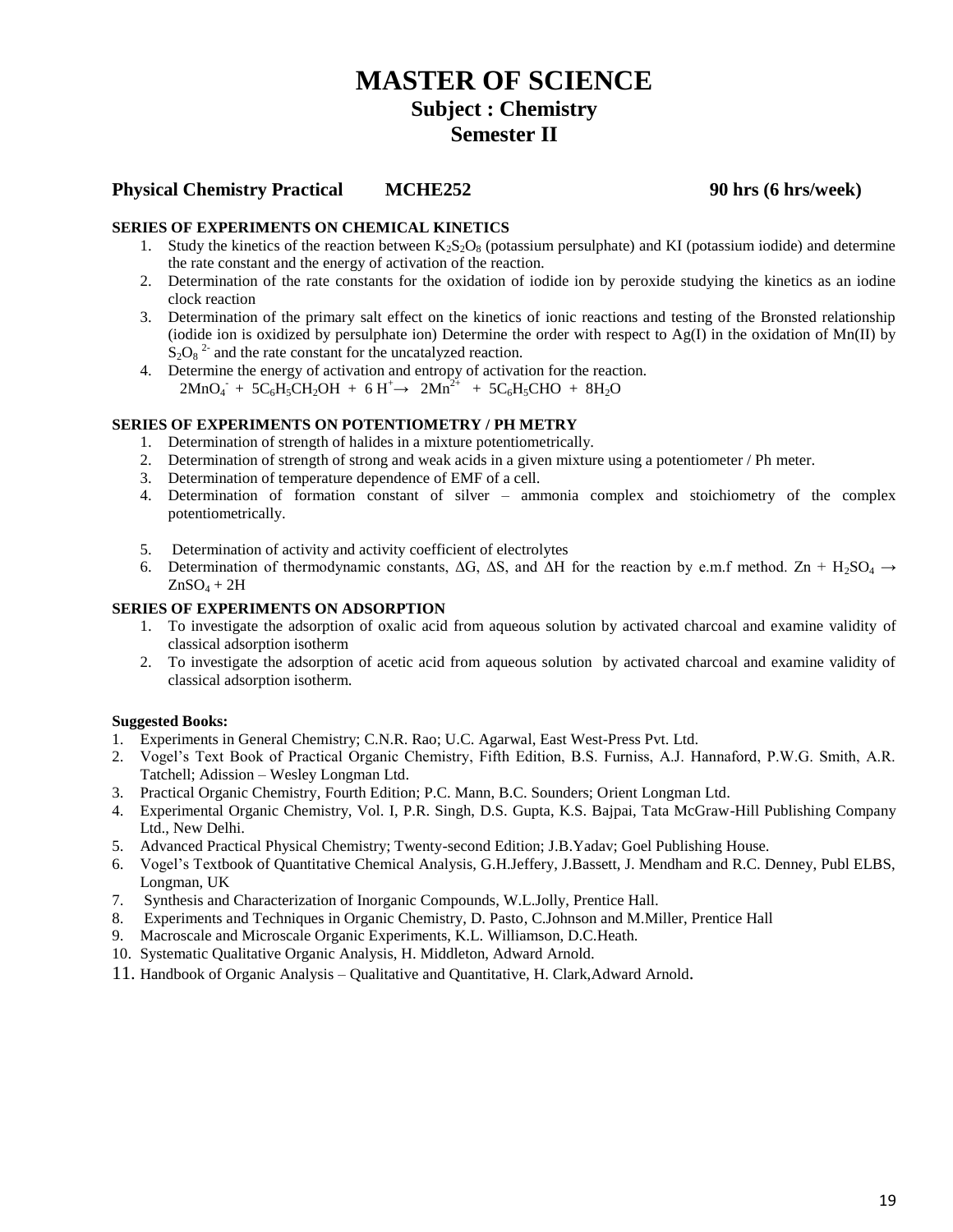# MASTER OF SCIENCE

## Subject : Chemistry

## Semester II

### Physical Chemistry Practical MCHE252 90 hrs (6 hrs/week)

**SERIES OF EXPERIMENTS ON CHEMICAL KINETICS**

1. Study the kinetics of the reaction between $K_2S_2O_8$ (potassium persulphate) and KI (potassium iodide) and determine the rate constant and the energy of activation of the reaction.
2. Determination of the rate constants for the oxidation of iodide ion by peroxide studying the kinetics as an iodine clock reaction
3. Determination of the primary salt effect on the kinetics of ionic reactions and testing of the Bronsted relationship (iodide ion is oxidized by persulphate ion) Determine the order with respect to Ag(I) in the oxidation of Mn(II) by $S_2O_8^{\ 2-}$ and the rate constant for the uncatalyzed reaction.
4. Determine the energy of activation and entropy of activation for the reaction.
   $2MnO_4^- + 5C_6H_5CH_2OH + 6H^+ \rightarrow 2Mn^{2+} + 5C_6H_5CHO + 8H_2O$

**SERIES OF EXPERIMENTS ON POTENTIOMETRY / PH METRY**

1. Determination of strength of halides in a mixture potentiometrically.
2. Determination of strength of strong and weak acids in a given mixture using a potentiometer / Ph meter.
3. Determination of temperature dependence of EMF of a cell.
4. Determination of formation constant of silver – ammonia complex and stoichiometry of the complex potentiometrically.
5. Determination of activity and activity coefficient of electrolytes
6. Determination of thermodynamic constants, ΔG, ΔS, and ΔH for the reaction by e.m.f method. $Zn + H_2SO_4 \rightarrow ZnSO_4 + 2H$

**SERIES OF EXPERIMENTS ON ADSORPTION**

1. To investigate the adsorption of oxalic acid from aqueous solution by activated charcoal and examine validity of classical adsorption isotherm
2. To investigate the adsorption of acetic acid from aqueous solution by activated charcoal and examine validity of classical adsorption isotherm.

**Suggested Books:**

1. Experiments in General Chemistry; C.N.R. Rao; U.C. Agarwal, East West-Press Pvt. Ltd.
2. Vogel's Text Book of Practical Organic Chemistry, Fifth Edition, B.S. Furniss, A.J. Hannaford, P.W.G. Smith, A.R. Tatchell; Adission – Wesley Longman Ltd.
3. Practical Organic Chemistry, Fourth Edition; P.C. Mann, B.C. Sounders; Orient Longman Ltd.
4. Experimental Organic Chemistry, Vol. I, P.R. Singh, D.S. Gupta, K.S. Bajpai, Tata McGraw-Hill Publishing Company Ltd., New Delhi.
5. Advanced Practical Physical Chemistry; Twenty-second Edition; J.B.Yadav; Goel Publishing House.
6. Vogel's Textbook of Quantitative Chemical Analysis, G.H.Jeffery, J.Bassett, J. Mendham and R.C. Denney, Publ ELBS, Longman, UK
7. Synthesis and Characterization of Inorganic Compounds, W.L.Jolly, Prentice Hall.
8. Experiments and Techniques in Organic Chemistry, D. Pasto, C.Johnson and M.Miller, Prentice Hall
9. Macroscale and Microscale Organic Experiments, K.L. Williamson, D.C.Heath.
10. Systematic Qualitative Organic Analysis, H. Middleton, Adward Arnold.
11. Handbook of Organic Analysis – Qualitative and Quantitative, H. Clark,Adward Arnold.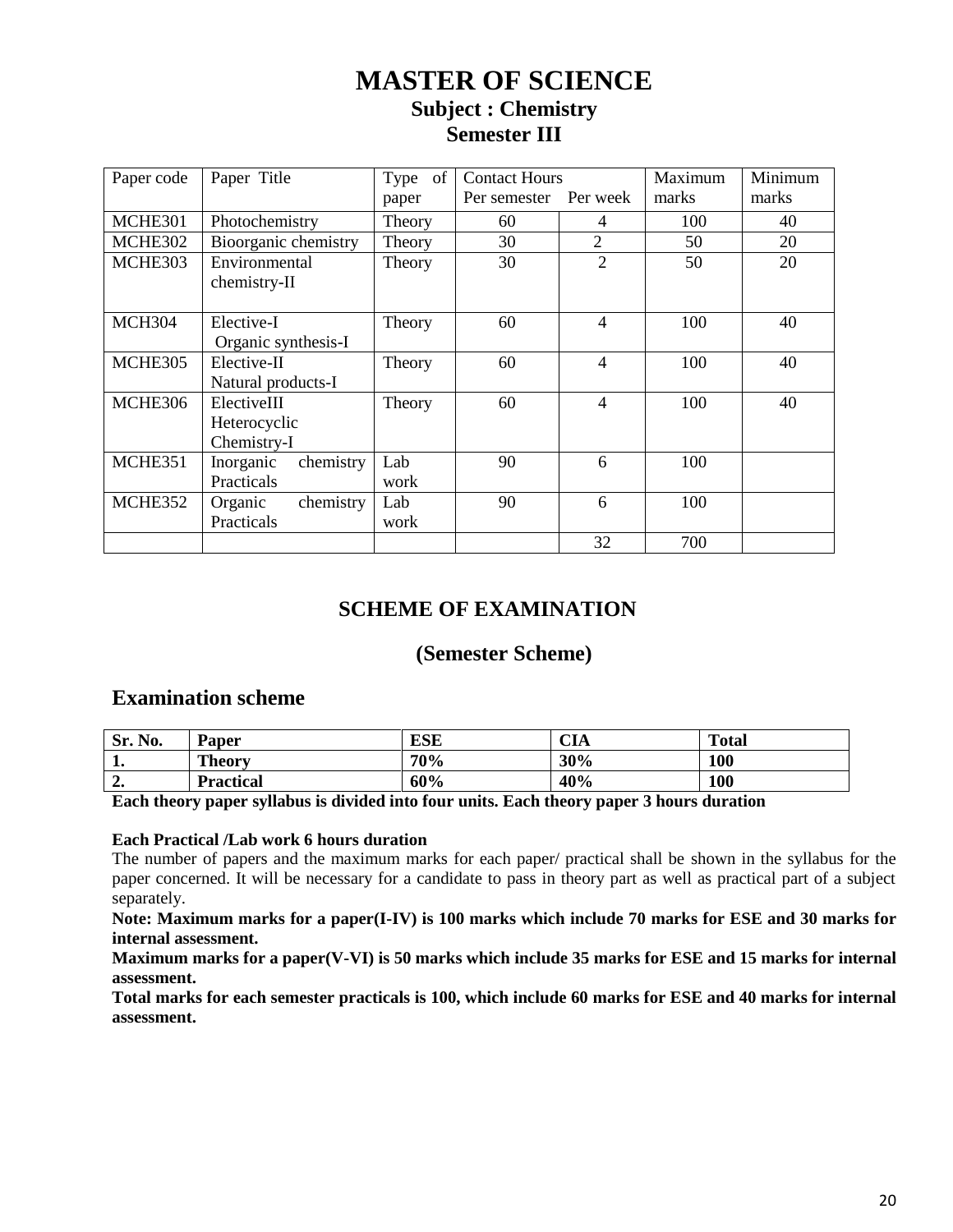# MASTER OF SCIENCE

## Subject : Chemistry

## Semester III

| Paper code | Paper Title | Type of paper | Contact Hours Per semester | Per week | Maximum marks | Minimum marks |
|---|---|---|---|---|---|---|
| MCHE301 | Photochemistry | Theory | 60 | 4 | 100 | 40 |
| MCHE302 | Bioorganic chemistry | Theory | 30 | 2 | 50 | 20 |
| MCHE303 | Environmental chemistry-II | Theory | 30 | 2 | 50 | 20 |
| MCH304 | Elective-I Organic synthesis-I | Theory | 60 | 4 | 100 | 40 |
| MCHE305 | Elective-II Natural products-I | Theory | 60 | 4 | 100 | 40 |
| MCHE306 | ElectiveIII Heterocyclic Chemistry-I | Theory | 60 | 4 | 100 | 40 |
| MCHE351 | Inorganic chemistry Practicals | Lab work | 90 | 6 | 100 | |
| MCHE352 | Organic chemistry Practicals | Lab work | 90 | 6 | 100 | |
| | | | | 32 | 700 | |

## SCHEME OF EXAMINATION

### (Semester Scheme)

## Examination scheme

| Sr. No. | Paper | ESE | CIA | Total |
|---|---|---|---|---|
| 1. | Theory | 70% | 30% | 100 |
| 2. | Practical | 60% | 40% | 100 |

**Each theory paper syllabus is divided into four units. Each theory paper 3 hours duration**

**Each Practical /Lab work 6 hours duration**

The number of papers and the maximum marks for each paper/ practical shall be shown in the syllabus for the paper concerned. It will be necessary for a candidate to pass in theory part as well as practical part of a subject separately.

**Note: Maximum marks for a paper(I-IV) is 100 marks which include 70 marks for ESE and 30 marks for internal assessment.**

**Maximum marks for a paper(V-VI) is 50 marks which include 35 marks for ESE and 15 marks for internal assessment.**

**Total marks for each semester practicals is 100, which include 60 marks for ESE and 40 marks for internal assessment.**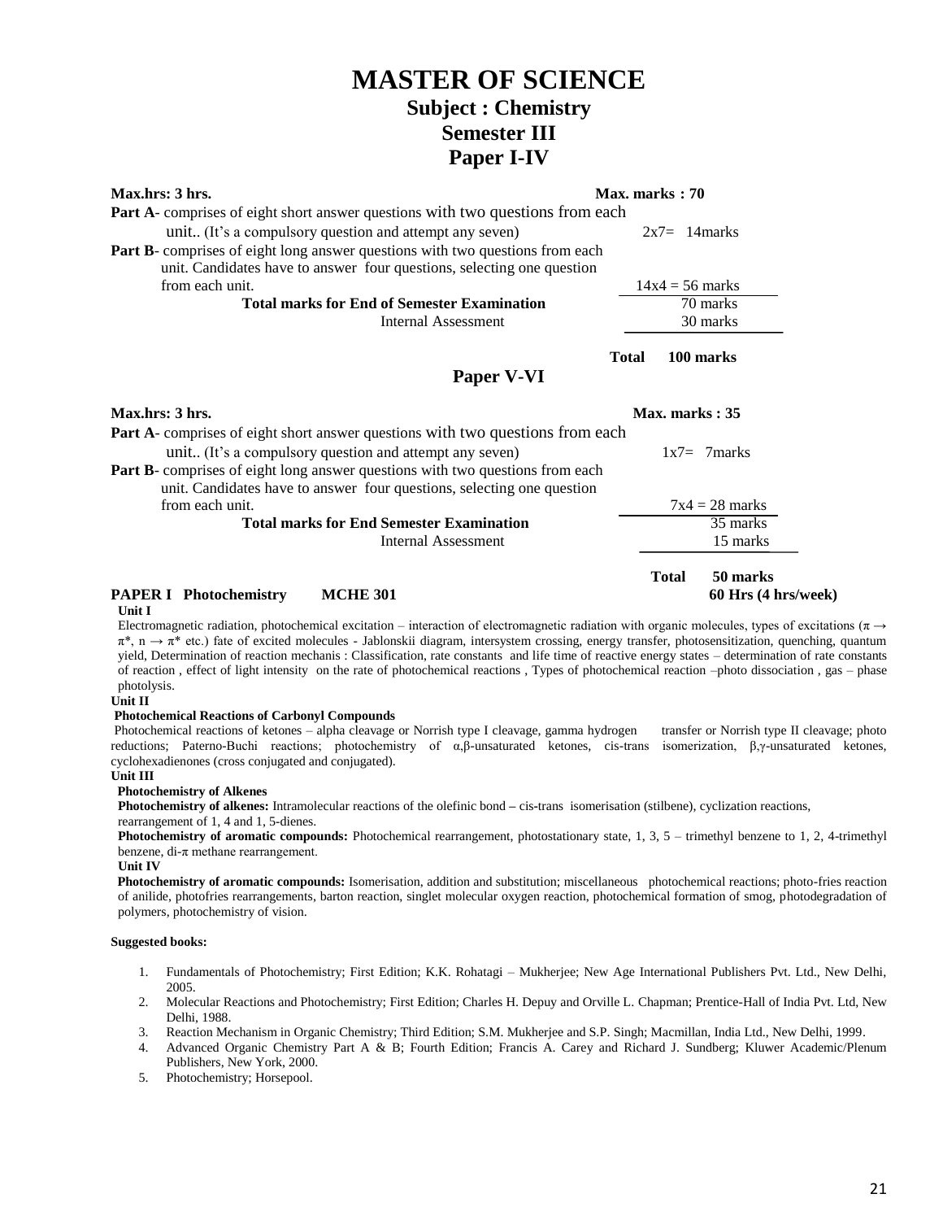# MASTER OF SCIENCE

## Subject : Chemistry

## Semester III

## Paper I-IV

| **Max.hrs: 3 hrs.** | **Max. marks : 70** |
|---|---|
| **Part A**- comprises of eight short answer questions with two questions from each unit.. (It's a compulsory question and attempt any seven) | 2x7= 14marks |
| **Part B**- comprises of eight long answer questions with two questions from each unit. Candidates have to answer four questions, selecting one question from each unit. | 14x4 = 56 marks |
| **Total marks for End of Semester Examination** | 70 marks |
| Internal Assessment | 30 marks |
| **Total** | **100 marks** |

## Paper V-VI

| **Max.hrs: 3 hrs.** | **Max. marks : 35** |
|---|---|
| **Part A**- comprises of eight short answer questions with two questions from each unit.. (It's a compulsory question and attempt any seven) | 1x7= 7marks |
| **Part B**- comprises of eight long answer questions with two questions from each unit. Candidates have to answer four questions, selecting one question from each unit. | 7x4 = 28 marks |
| **Total marks for End Semester Examination** | 35 marks |
| Internal Assessment | 15 marks |
| **Total** | **50 marks** |

**PAPER I Photochemistry MCHE 301** **60 Hrs (4 hrs/week)**

**Unit I**

Electromagnetic radiation, photochemical excitation – interaction of electromagnetic radiation with organic molecules, types of excitations ($\pi \rightarrow \pi^*$, $n \rightarrow \pi^*$ etc.) fate of excited molecules - Jablonskii diagram, intersystem crossing, energy transfer, photosensitization, quenching, quantum yield, Determination of reaction mechanis : Classification, rate constants and life time of reactive energy states – determination of rate constants of reaction , effect of light intensity on the rate of photochemical reactions , Types of photochemical reaction –photo dissociation , gas – phase photolysis.

**Unit II**

**Photochemical Reactions of Carbonyl Compounds**

Photochemical reactions of ketones – alpha cleavage or Norrish type I cleavage, gamma hydrogen transfer or Norrish type II cleavage; photo reductions; Paterno-Buchi reactions; photochemistry of α,β-unsaturated ketones, cis-trans isomerization, β,γ-unsaturated ketones, cyclohexadienones (cross conjugated and conjugated).

**Unit III**

**Photochemistry of Alkenes**

**Photochemistry of alkenes:** Intramolecular reactions of the olefinic bond – cis-trans isomerisation (stilbene), cyclization reactions, rearrangement of 1, 4 and 1, 5-dienes.

**Photochemistry of aromatic compounds:** Photochemical rearrangement, photostationary state, 1, 3, 5 – trimethyl benzene to 1, 2, 4-trimethyl benzene, di-π methane rearrangement.

**Unit IV**

**Photochemistry of aromatic compounds:** Isomerisation, addition and substitution; miscellaneous photochemical reactions; photo-fries reaction of anilide, photofries rearrangements, barton reaction, singlet molecular oxygen reaction, photochemical formation of smog, photodegradation of polymers, photochemistry of vision.

**Suggested books:**

1. Fundamentals of Photochemistry; First Edition; K.K. Rohatagi – Mukherjee; New Age International Publishers Pvt. Ltd., New Delhi, 2005.
2. Molecular Reactions and Photochemistry; First Edition; Charles H. Depuy and Orville L. Chapman; Prentice-Hall of India Pvt. Ltd, New Delhi, 1988.
3. Reaction Mechanism in Organic Chemistry; Third Edition; S.M. Mukherjee and S.P. Singh; Macmillan, India Ltd., New Delhi, 1999.
4. Advanced Organic Chemistry Part A & B; Fourth Edition; Francis A. Carey and Richard J. Sundberg; Kluwer Academic/Plenum Publishers, New York, 2000.
5. Photochemistry; Horsepool.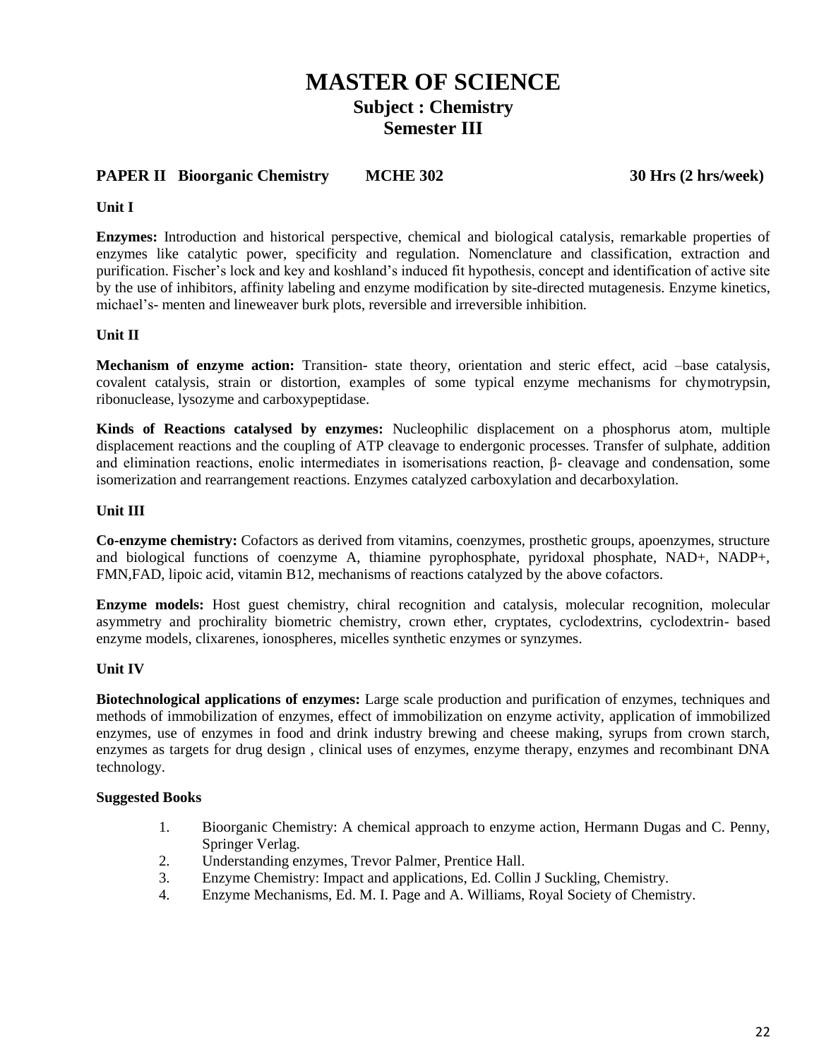# MASTER OF SCIENCE

## Subject : Chemistry

## Semester III

**PAPER II Bioorganic Chemistry MCHE 302 30 Hrs (2 hrs/week)**

**Unit I**

**Enzymes:** Introduction and historical perspective, chemical and biological catalysis, remarkable properties of enzymes like catalytic power, specificity and regulation. Nomenclature and classification, extraction and purification. Fischer's lock and key and koshland's induced fit hypothesis, concept and identification of active site by the use of inhibitors, affinity labeling and enzyme modification by site-directed mutagenesis. Enzyme kinetics, michael's- menten and lineweaver burk plots, reversible and irreversible inhibition.

**Unit II**

**Mechanism of enzyme action:** Transition- state theory, orientation and steric effect, acid –base catalysis, covalent catalysis, strain or distortion, examples of some typical enzyme mechanisms for chymotrypsin, ribonuclease, lysozyme and carboxypeptidase.

**Kinds of Reactions catalysed by enzymes:** Nucleophilic displacement on a phosphorus atom, multiple displacement reactions and the coupling of ATP cleavage to endergonic processes. Transfer of sulphate, addition and elimination reactions, enolic intermediates in isomerisations reaction, β- cleavage and condensation, some isomerization and rearrangement reactions. Enzymes catalyzed carboxylation and decarboxylation.

**Unit III**

**Co-enzyme chemistry:** Cofactors as derived from vitamins, coenzymes, prosthetic groups, apoenzymes, structure and biological functions of coenzyme A, thiamine pyrophosphate, pyridoxal phosphate, NAD+, NADP+, FMN,FAD, lipoic acid, vitamin B12, mechanisms of reactions catalyzed by the above cofactors.

**Enzyme models:** Host guest chemistry, chiral recognition and catalysis, molecular recognition, molecular asymmetry and prochirality biometric chemistry, crown ether, cryptates, cyclodextrins, cyclodextrin- based enzyme models, clixarenes, ionospheres, micelles synthetic enzymes or synzymes.

**Unit IV**

**Biotechnological applications of enzymes:** Large scale production and purification of enzymes, techniques and methods of immobilization of enzymes, effect of immobilization on enzyme activity, application of immobilized enzymes, use of enzymes in food and drink industry brewing and cheese making, syrups from crown starch, enzymes as targets for drug design , clinical uses of enzymes, enzyme therapy, enzymes and recombinant DNA technology.

**Suggested Books**

1. Bioorganic Chemistry: A chemical approach to enzyme action, Hermann Dugas and C. Penny, Springer Verlag.
2. Understanding enzymes, Trevor Palmer, Prentice Hall.
3. Enzyme Chemistry: Impact and applications, Ed. Collin J Suckling, Chemistry.
4. Enzyme Mechanisms, Ed. M. I. Page and A. Williams, Royal Society of Chemistry.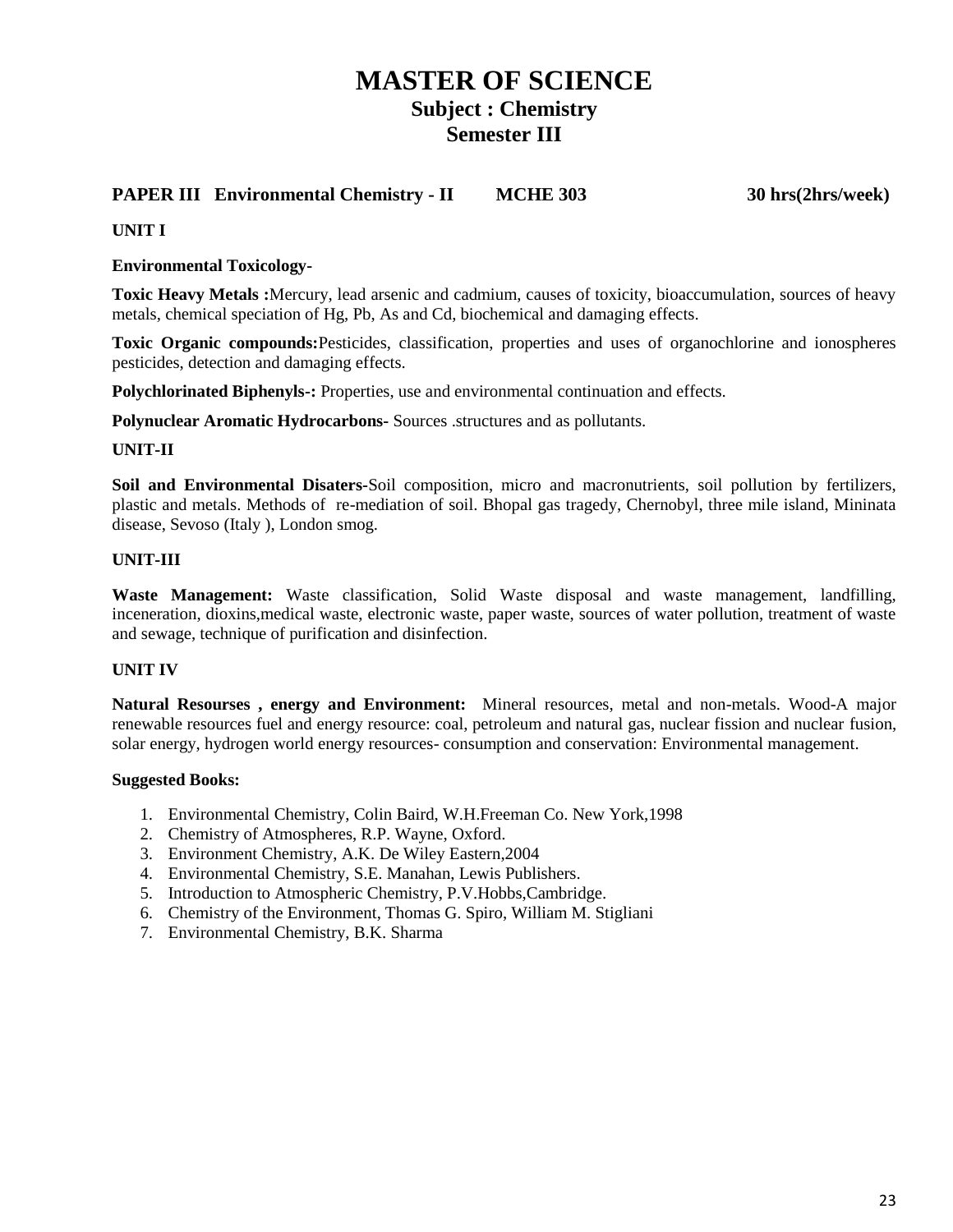# MASTER OF SCIENCE

## Subject : Chemistry

## Semester III

**PAPER III Environmental Chemistry - II MCHE 303 30 hrs(2hrs/week)**

**UNIT I**

**Environmental Toxicology**-

**Toxic Heavy Metals :**Mercury, lead arsenic and cadmium, causes of toxicity, bioaccumulation, sources of heavy metals, chemical speciation of Hg, Pb, As and Cd, biochemical and damaging effects.

**Toxic Organic compounds:**Pesticides, classification, properties and uses of organochlorine and ionospheres pesticides, detection and damaging effects.

**Polychlorinated Biphenyls-:** Properties, use and environmental continuation and effects.

**Polynuclear Aromatic Hydrocarbons-** Sources .structures and as pollutants.

**UNIT-II**

**Soil and Environmental Disaters-**Soil composition, micro and macronutrients, soil pollution by fertilizers, plastic and metals. Methods of re-mediation of soil. Bhopal gas tragedy, Chernobyl, three mile island, Mininata disease, Sevoso (Italy ), London smog.

**UNIT-III**

**Waste Management:** Waste classification, Solid Waste disposal and waste management, landfilling, inceneration, dioxins,medical waste, electronic waste, paper waste, sources of water pollution, treatment of waste and sewage, technique of purification and disinfection.

**UNIT IV**

**Natural Resourses , energy and Environment:** Mineral resources, metal and non-metals. Wood-A major renewable resources fuel and energy resource: coal, petroleum and natural gas, nuclear fission and nuclear fusion, solar energy, hydrogen world energy resources- consumption and conservation: Environmental management.

**Suggested Books:**

1. Environmental Chemistry, Colin Baird, W.H.Freeman Co. New York,1998
2. Chemistry of Atmospheres, R.P. Wayne, Oxford.
3. Environment Chemistry, A.K. De Wiley Eastern,2004
4. Environmental Chemistry, S.E. Manahan, Lewis Publishers.
5. Introduction to Atmospheric Chemistry, P.V.Hobbs,Cambridge.
6. Chemistry of the Environment, Thomas G. Spiro, William M. Stigliani
7. Environmental Chemistry, B.K. Sharma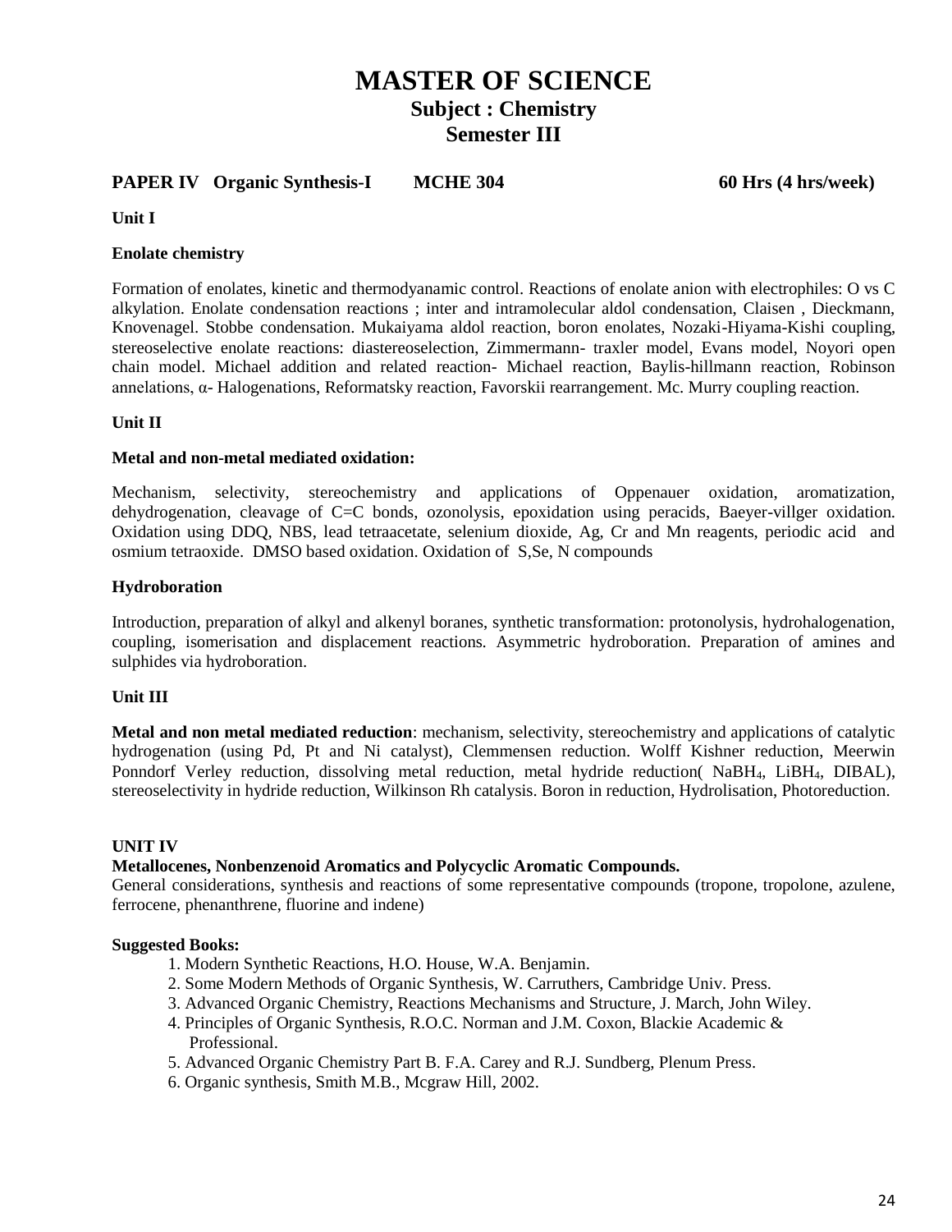# MASTER OF SCIENCE

## Subject : Chemistry

## Semester III

**PAPER IV Organic Synthesis-I MCHE 304 60 Hrs (4 hrs/week)**

**Unit I**

**Enolate chemistry**

Formation of enolates, kinetic and thermodyanamic control. Reactions of enolate anion with electrophiles: O vs C alkylation. Enolate condensation reactions ; inter and intramolecular aldol condensation, Claisen , Dieckmann, Knovenagel. Stobbe condensation. Mukaiyama aldol reaction, boron enolates, Nozaki-Hiyama-Kishi coupling, stereoselective enolate reactions: diastereoselection, Zimmermann- traxler model, Evans model, Noyori open chain model. Michael addition and related reaction- Michael reaction, Baylis-hillmann reaction, Robinson annelations, α- Halogenations, Reformatsky reaction, Favorskii rearrangement. Mc. Murry coupling reaction.

**Unit II**

**Metal and non-metal mediated oxidation:**

Mechanism, selectivity, stereochemistry and applications of Oppenauer oxidation, aromatization, dehydrogenation, cleavage of C=C bonds, ozonolysis, epoxidation using peracids, Baeyer-villger oxidation. Oxidation using DDQ, NBS, lead tetraacetate, selenium dioxide, Ag, Cr and Mn reagents, periodic acid and osmium tetraoxide. DMSO based oxidation. Oxidation of S,Se, N compounds

**Hydroboration**

Introduction, preparation of alkyl and alkenyl boranes, synthetic transformation: protonolysis, hydrohalogenation, coupling, isomerisation and displacement reactions. Asymmetric hydroboration. Preparation of amines and sulphides via hydroboration.

**Unit III**

**Metal and non metal mediated reduction**: mechanism, selectivity, stereochemistry and applications of catalytic hydrogenation (using Pd, Pt and Ni catalyst), Clemmensen reduction. Wolff Kishner reduction, Meerwin Ponndorf Verley reduction, dissolving metal reduction, metal hydride reduction( $NaBH_4$, $LiBH_4$, DIBAL), stereoselectivity in hydride reduction, Wilkinson Rh catalysis. Boron in reduction, Hydrolisation, Photoreduction.

**UNIT IV**

**Metallocenes, Nonbenzenoid Aromatics and Polycyclic Aromatic Compounds.**

General considerations, synthesis and reactions of some representative compounds (tropone, tropolone, azulene, ferrocene, phenanthrene, fluorine and indene)

**Suggested Books:**

1. Modern Synthetic Reactions, H.O. House, W.A. Benjamin.
2. Some Modern Methods of Organic Synthesis, W. Carruthers, Cambridge Univ. Press.
3. Advanced Organic Chemistry, Reactions Mechanisms and Structure, J. March, John Wiley.
4. Principles of Organic Synthesis, R.O.C. Norman and J.M. Coxon, Blackie Academic & Professional.
5. Advanced Organic Chemistry Part B. F.A. Carey and R.J. Sundberg, Plenum Press.
6. Organic synthesis, Smith M.B., Mcgraw Hill, 2002.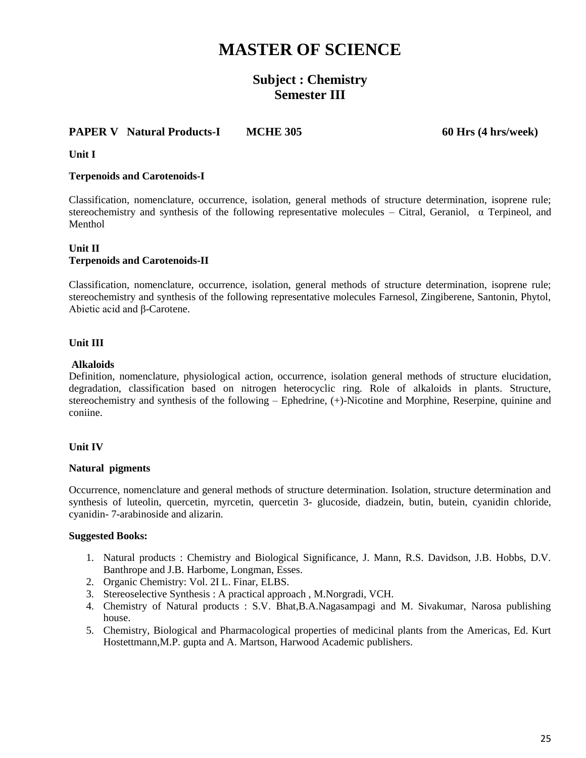# MASTER OF SCIENCE

## Subject : Chemistry
## Semester III

**PAPER V Natural Products-I MCHE 305 60 Hrs (4 hrs/week)**

**Unit I**

**Terpenoids and Carotenoids-I**

Classification, nomenclature, occurrence, isolation, general methods of structure determination, isoprene rule; stereochemistry and synthesis of the following representative molecules – Citral, Geraniol, α Terpineol, and Menthol

**Unit II**
**Terpenoids and Carotenoids-II**

Classification, nomenclature, occurrence, isolation, general methods of structure determination, isoprene rule; stereochemistry and synthesis of the following representative molecules Farnesol, Zingiberene, Santonin, Phytol, Abietic acid and β-Carotene.

**Unit III**

**Alkaloids**
Definition, nomenclature, physiological action, occurrence, isolation general methods of structure elucidation, degradation, classification based on nitrogen heterocyclic ring. Role of alkaloids in plants. Structure, stereochemistry and synthesis of the following – Ephedrine, (+)-Nicotine and Morphine, Reserpine, quinine and coniine.

**Unit IV**

**Natural pigments**

Occurrence, nomenclature and general methods of structure determination. Isolation, structure determination and synthesis of luteolin, quercetin, myrcetin, quercetin 3- glucoside, diadzein, butin, butein, cyanidin chloride, cyanidin- 7-arabinoside and alizarin.

**Suggested Books:**

1. Natural products : Chemistry and Biological Significance, J. Mann, R.S. Davidson, J.B. Hobbs, D.V. Banthrope and J.B. Harbome, Longman, Esses.
2. Organic Chemistry: Vol. 2I L. Finar, ELBS.
3. Stereoselective Synthesis : A practical approach , M.Norgradi, VCH.
4. Chemistry of Natural products : S.V. Bhat,B.A.Nagasampagi and M. Sivakumar, Narosa publishing house.
5. Chemistry, Biological and Pharmacological properties of medicinal plants from the Americas, Ed. Kurt Hostettmann,M.P. gupta and A. Martson, Harwood Academic publishers.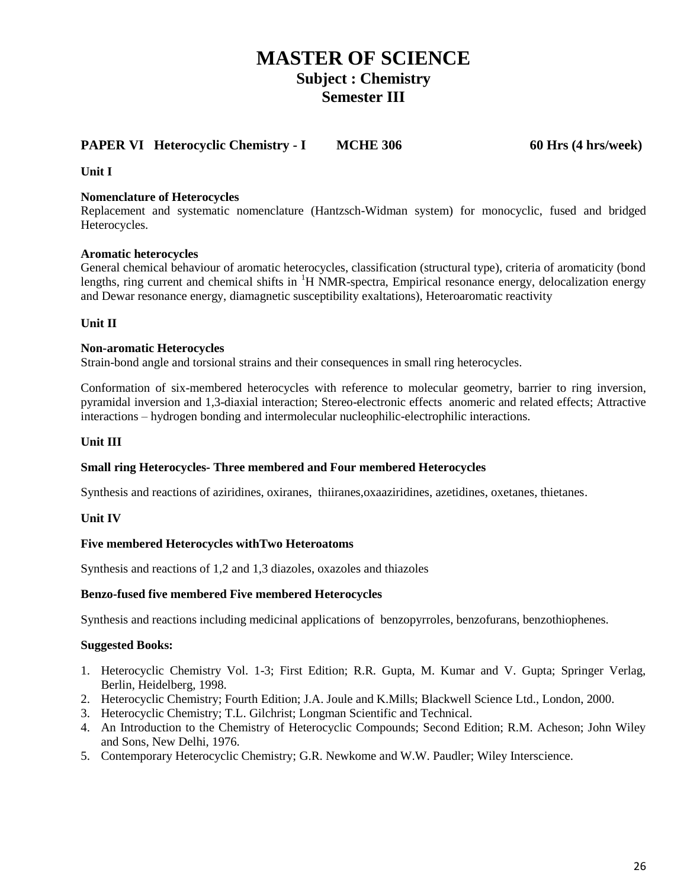# MASTER OF SCIENCE

## Subject : Chemistry

## Semester III

**PAPER VI Heterocyclic Chemistry - I MCHE 306 60 Hrs (4 hrs/week)**

**Unit I**

**Nomenclature of Heterocycles**

Replacement and systematic nomenclature (Hantzsch-Widman system) for monocyclic, fused and bridged Heterocycles.

**Aromatic heterocycles**

General chemical behaviour of aromatic heterocycles, classification (structural type), criteria of aromaticity (bond lengths, ring current and chemical shifts in $^{1}H$ NMR-spectra, Empirical resonance energy, delocalization energy and Dewar resonance energy, diamagnetic susceptibility exaltations), Heteroaromatic reactivity

**Unit II**

**Non-aromatic Heterocycles**

Strain-bond angle and torsional strains and their consequences in small ring heterocycles.

Conformation of six-membered heterocycles with reference to molecular geometry, barrier to ring inversion, pyramidal inversion and 1,3-diaxial interaction; Stereo-electronic effects anomeric and related effects; Attractive interactions – hydrogen bonding and intermolecular nucleophilic-electrophilic interactions.

**Unit III**

**Small ring Heterocycles- Three membered and Four membered Heterocycles**

Synthesis and reactions of aziridines, oxiranes, thiiranes,oxaaziridines, azetidines, oxetanes, thietanes.

**Unit IV**

**Five membered Heterocycles withTwo Heteroatoms**

Synthesis and reactions of 1,2 and 1,3 diazoles, oxazoles and thiazoles

**Benzo-fused five membered Five membered Heterocycles**

Synthesis and reactions including medicinal applications of benzopyrroles, benzofurans, benzothiophenes.

**Suggested Books:**

1. Heterocyclic Chemistry Vol. 1-3; First Edition; R.R. Gupta, M. Kumar and V. Gupta; Springer Verlag, Berlin, Heidelberg, 1998.
2. Heterocyclic Chemistry; Fourth Edition; J.A. Joule and K.Mills; Blackwell Science Ltd., London, 2000.
3. Heterocyclic Chemistry; T.L. Gilchrist; Longman Scientific and Technical.
4. An Introduction to the Chemistry of Heterocyclic Compounds; Second Edition; R.M. Acheson; John Wiley and Sons, New Delhi, 1976.
5. Contemporary Heterocyclic Chemistry; G.R. Newkome and W.W. Paudler; Wiley Interscience.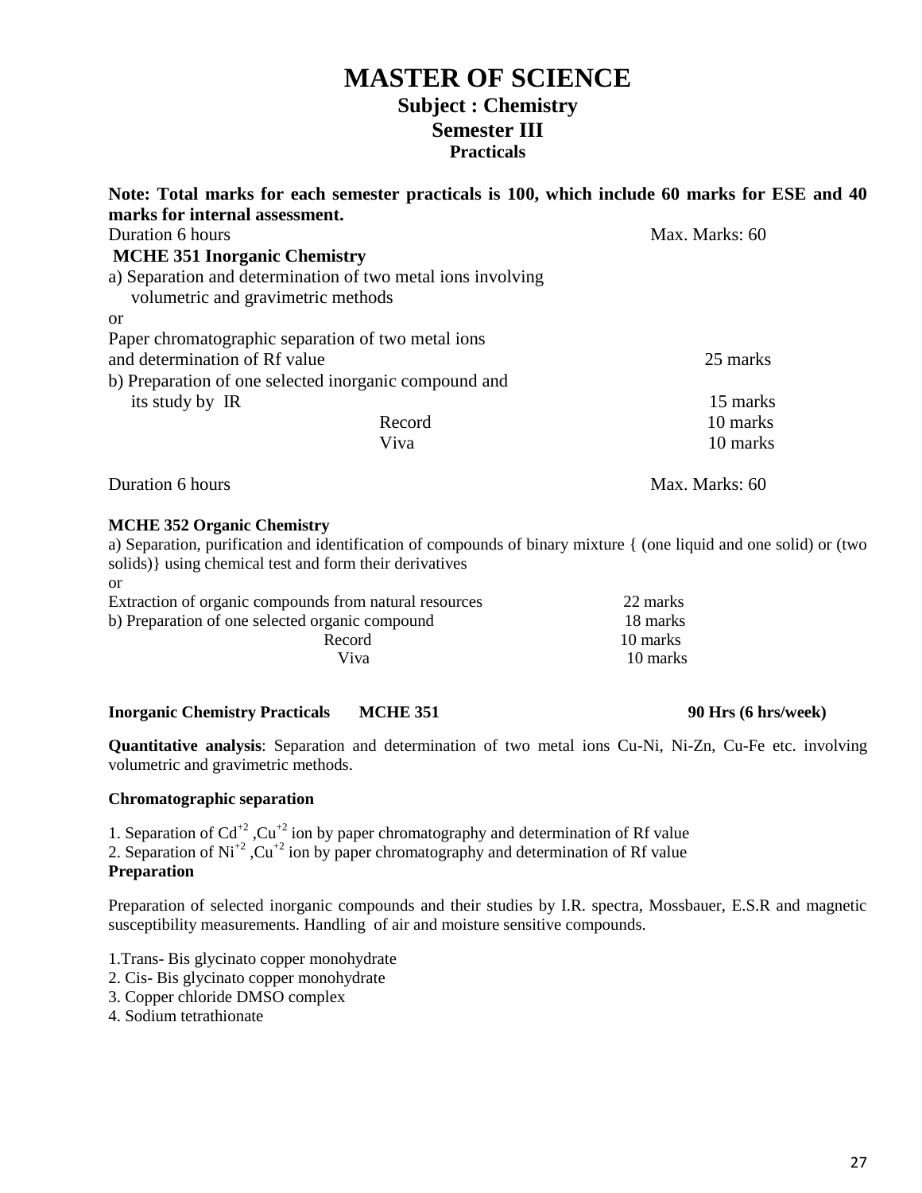# MASTER OF SCIENCE

## Subject : Chemistry

## Semester III

### Practicals

**Note: Total marks for each semester practicals is 100, which include 60 marks for ESE and 40 marks for internal assessment.**

Duration 6 hours — Max. Marks: 60

**MCHE 351 Inorganic Chemistry**

| | |
|---|---|
| a) Separation and determination of two metal ions involving volumetric and gravimetric methods<br>or<br>Paper chromatographic separation of two metal ions and determination of Rf value | 25 marks |
| b) Preparation of one selected inorganic compound and its study by IR | 15 marks |
| Record | 10 marks |
| Viva | 10 marks |

Duration 6 hours — Max. Marks: 60

**MCHE 352 Organic Chemistry**

| | |
|---|---|
| a) Separation, purification and identification of compounds of binary mixture { (one liquid and one solid) or (two solids)} using chemical test and form their derivatives<br>or<br>Extraction of organic compounds from natural resources | 22 marks |
| b) Preparation of one selected organic compound | 18 marks |
| Record | 10 marks |
| Viva | 10 marks |

**Inorganic Chemistry Practicals MCHE 351** — **90 Hrs (6 hrs/week)**

**Quantitative analysis**: Separation and determination of two metal ions Cu-Ni, Ni-Zn, Cu-Fe etc. involving volumetric and gravimetric methods.

**Chromatographic separation**

1. Separation of $Cd^{+2}$ ,$Cu^{+2}$ ion by paper chromatography and determination of Rf value
2. Separation of $Ni^{+2}$ ,$Cu^{+2}$ ion by paper chromatography and determination of Rf value

**Preparation**

Preparation of selected inorganic compounds and their studies by I.R. spectra, Mossbauer, E.S.R and magnetic susceptibility measurements. Handling of air and moisture sensitive compounds.

1. Trans- Bis glycinato copper monohydrate
2. Cis- Bis glycinato copper monohydrate
3. Copper chloride DMSO complex
4. Sodium tetrathionate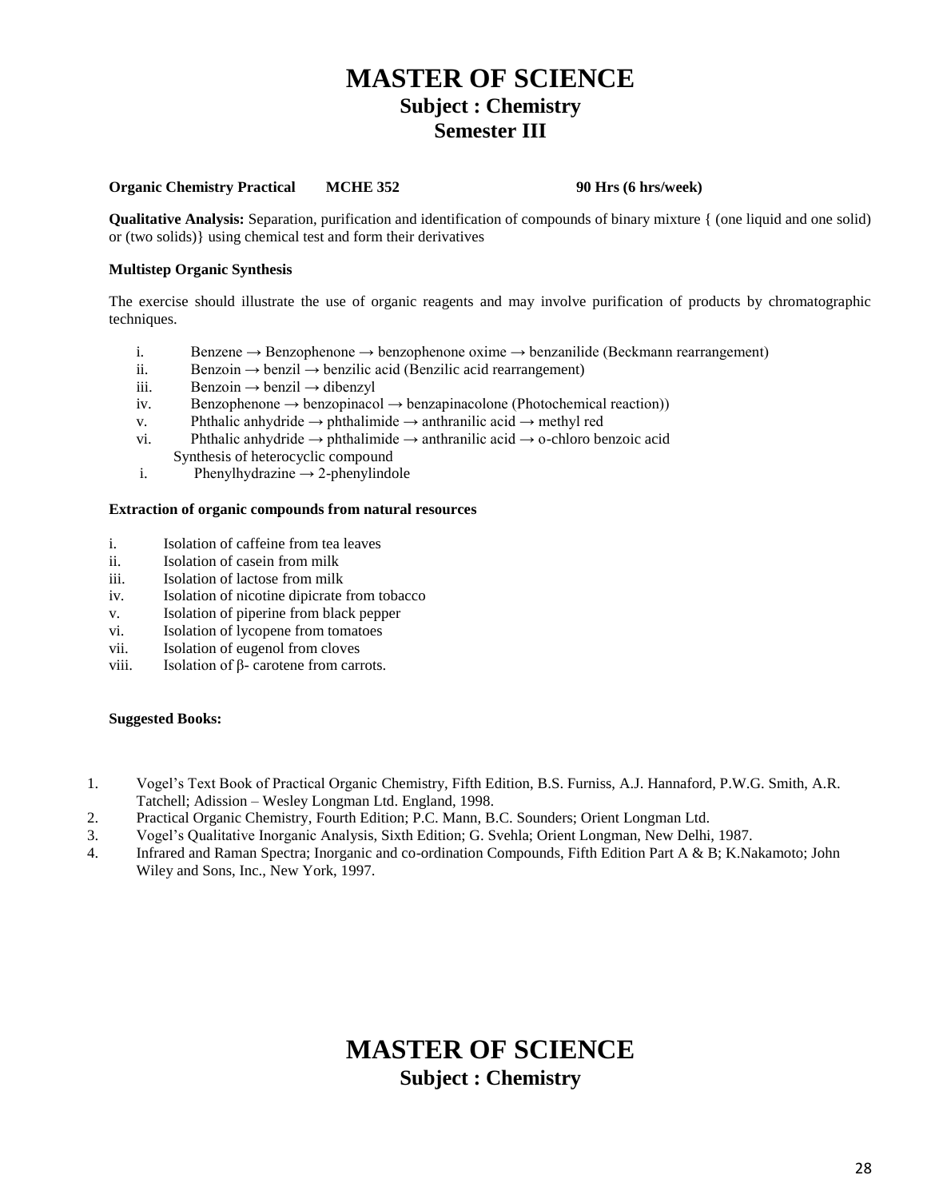# MASTER OF SCIENCE
## Subject : Chemistry
## Semester III

**Organic Chemistry Practical MCHE 352 90 Hrs (6 hrs/week)**

**Qualitative Analysis:** Separation, purification and identification of compounds of binary mixture { (one liquid and one solid) or (two solids)} using chemical test and form their derivatives

**Multistep Organic Synthesis**

The exercise should illustrate the use of organic reagents and may involve purification of products by chromatographic techniques.

- i. Benzene → Benzophenone → benzophenone oxime → benzanilide (Beckmann rearrangement)
- ii. Benzoin → benzil → benzilic acid (Benzilic acid rearrangement)
- iii. Benzoin → benzil → dibenzyl
- iv. Benzophenone → benzopinacol → benzapinacolone (Photochemical reaction))
- v. Phthalic anhydride → phthalimide → anthranilic acid → methyl red
- vi. Phthalic anhydride → phthalimide → anthranilic acid → o-chloro benzoic acid

Synthesis of heterocyclic compound

- i. Phenylhydrazine → 2-phenylindole

**Extraction of organic compounds from natural resources**

- i. Isolation of caffeine from tea leaves
- ii. Isolation of casein from milk
- iii. Isolation of lactose from milk
- iv. Isolation of nicotine dipicrate from tobacco
- v. Isolation of piperine from black pepper
- vi. Isolation of lycopene from tomatoes
- vii. Isolation of eugenol from cloves
- viii. Isolation of β- carotene from carrots.

**Suggested Books:**

1. Vogel's Text Book of Practical Organic Chemistry, Fifth Edition, B.S. Furniss, A.J. Hannaford, P.W.G. Smith, A.R. Tatchell; Adission – Wesley Longman Ltd. England, 1998.
2. Practical Organic Chemistry, Fourth Edition; P.C. Mann, B.C. Sounders; Orient Longman Ltd.
3. Vogel's Qualitative Inorganic Analysis, Sixth Edition; G. Svehla; Orient Longman, New Delhi, 1987.
4. Infrared and Raman Spectra; Inorganic and co-ordination Compounds, Fifth Edition Part A & B; K.Nakamoto; John Wiley and Sons, Inc., New York, 1997.

# MASTER OF SCIENCE
## Subject : Chemistry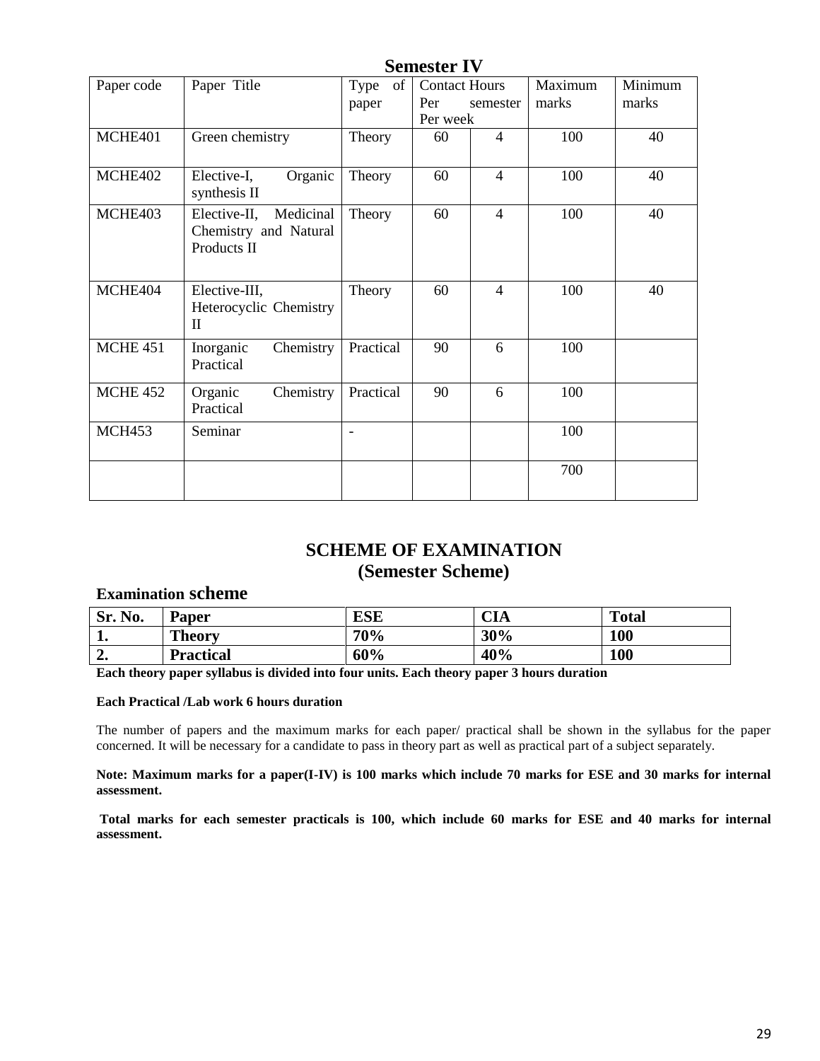## Semester IV

| Paper code | Paper Title | Type of paper | Contact Hours Per semester | Per week | Maximum marks | Minimum marks |
|---|---|---|---|---|---|---|
| MCHE401 | Green chemistry | Theory | 60 | 4 | 100 | 40 |
| MCHE402 | Elective-I, Organic synthesis II | Theory | 60 | 4 | 100 | 40 |
| MCHE403 | Elective-II, Medicinal Chemistry and Natural Products II | Theory | 60 | 4 | 100 | 40 |
| MCHE404 | Elective-III, Heterocyclic Chemistry II | Theory | 60 | 4 | 100 | 40 |
| MCHE 451 | Inorganic Chemistry Practical | Practical | 90 | 6 | 100 | |
| MCHE 452 | Organic Chemistry Practical | Practical | 90 | 6 | 100 | |
| MCH453 | Seminar | - | | | 100 | |
| | | | | | 700 | |

## SCHEME OF EXAMINATION
## (Semester Scheme)

### Examination scheme

| Sr. No. | Paper | ESE | CIA | Total |
|---|---|---|---|---|
| 1. | Theory | 70% | 30% | 100 |
| 2. | Practical | 60% | 40% | 100 |

**Each theory paper syllabus is divided into four units. Each theory paper 3 hours duration**

**Each Practical /Lab work 6 hours duration**

The number of papers and the maximum marks for each paper/ practical shall be shown in the syllabus for the paper concerned. It will be necessary for a candidate to pass in theory part as well as practical part of a subject separately.

**Note: Maximum marks for a paper(I-IV) is 100 marks which include 70 marks for ESE and 30 marks for internal assessment.**

**Total marks for each semester practicals is 100, which include 60 marks for ESE and 40 marks for internal assessment.**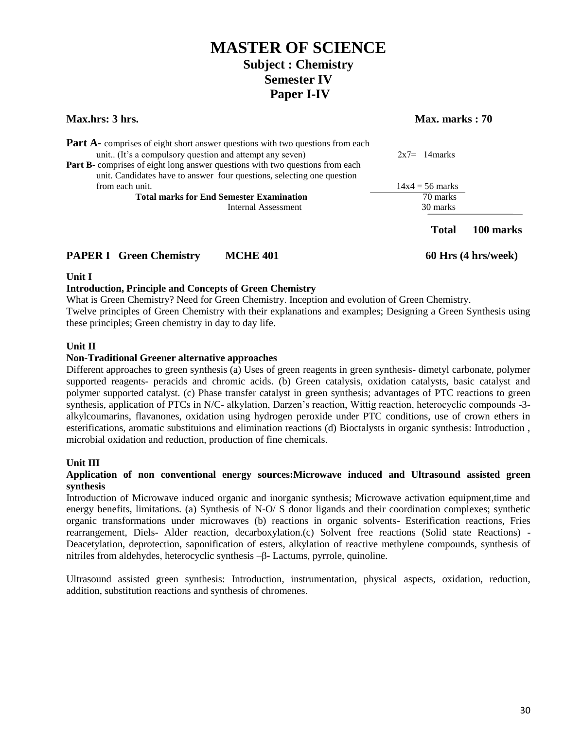# MASTER OF SCIENCE

## Subject : Chemistry

## Semester IV

## Paper I-IV

**Max.hrs: 3 hrs.** **Max. marks : 70**

| | |
|---|---|
| **Part A**- comprises of eight short answer questions with two questions from each unit.. (It's a compulsory question and attempt any seven) | 2x7= 14marks |
| **Part B**- comprises of eight long answer questions with two questions from each unit. Candidates have to answer four questions, selecting one question from each unit. | 14x4 = 56 marks |
| **Total marks for End Semester Examination** | 70 marks |
| Internal Assessment | 30 marks |
| **Total** | **100 marks** |

**PAPER I Green Chemistry MCHE 401 60 Hrs (4 hrs/week)**

**Unit I**

**Introduction, Principle and Concepts of Green Chemistry**

What is Green Chemistry? Need for Green Chemistry. Inception and evolution of Green Chemistry. Twelve principles of Green Chemistry with their explanations and examples; Designing a Green Synthesis using these principles; Green chemistry in day to day life.

**Unit II**

**Non-Traditional Greener alternative approaches**

Different approaches to green synthesis (a) Uses of green reagents in green synthesis- dimetyl carbonate, polymer supported reagents- peracids and chromic acids. (b) Green catalysis, oxidation catalysts, basic catalyst and polymer supported catalyst. (c) Phase transfer catalyst in green synthesis; advantages of PTC reactions to green synthesis, application of PTCs in N/C- alkylation, Darzen's reaction, Wittig reaction, heterocyclic compounds -3-alkylcoumarins, flavanones, oxidation using hydrogen peroxide under PTC conditions, use of crown ethers in esterifications, aromatic substituions and elimination reactions (d) Bioctalysts in organic synthesis: Introduction , microbial oxidation and reduction, production of fine chemicals.

**Unit III**

**Application of non conventional energy sources:Microwave induced and Ultrasound assisted green synthesis**

Introduction of Microwave induced organic and inorganic synthesis; Microwave activation equipment,time and energy benefits, limitations. (a) Synthesis of N-O/ S donor ligands and their coordination complexes; synthetic organic transformations under microwaves (b) reactions in organic solvents- Esterification reactions, Fries rearrangement, Diels- Alder reaction, decarboxylation.(c) Solvent free reactions (Solid state Reactions) - Deacetylation, deprotection, saponification of esters, alkylation of reactive methylene compounds, synthesis of nitriles from aldehydes, heterocyclic synthesis –β- Lactums, pyrrole, quinoline.

Ultrasound assisted green synthesis: Introduction, instrumentation, physical aspects, oxidation, reduction, addition, substitution reactions and synthesis of chromenes.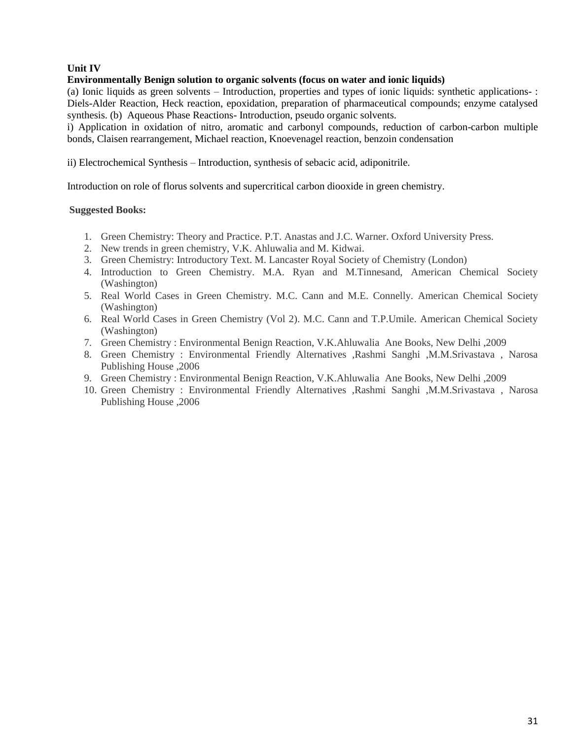**Unit IV**

**Environmentally Benign solution to organic solvents (focus on water and ionic liquids)**

(a) Ionic liquids as green solvents – Introduction, properties and types of ionic liquids: synthetic applications- : Diels-Alder Reaction, Heck reaction, epoxidation, preparation of pharmaceutical compounds; enzyme catalysed synthesis. (b) Aqueous Phase Reactions- Introduction, pseudo organic solvents.

i) Application in oxidation of nitro, aromatic and carbonyl compounds, reduction of carbon-carbon multiple bonds, Claisen rearrangement, Michael reaction, Knoevenagel reaction, benzoin condensation

ii) Electrochemical Synthesis – Introduction, synthesis of sebacic acid, adiponitrile.

Introduction on role of florus solvents and supercritical carbon diooxide in green chemistry.

**Suggested Books:**

1. Green Chemistry: Theory and Practice. P.T. Anastas and J.C. Warner. Oxford University Press.
2. New trends in green chemistry, V.K. Ahluwalia and M. Kidwai.
3. Green Chemistry: Introductory Text. M. Lancaster Royal Society of Chemistry (London)
4. Introduction to Green Chemistry. M.A. Ryan and M.Tinnesand, American Chemical Society (Washington)
5. Real World Cases in Green Chemistry. M.C. Cann and M.E. Connelly. American Chemical Society (Washington)
6. Real World Cases in Green Chemistry (Vol 2). M.C. Cann and T.P.Umile. American Chemical Society (Washington)
7. Green Chemistry : Environmental Benign Reaction, V.K.Ahluwalia Ane Books, New Delhi ,2009
8. Green Chemistry : Environmental Friendly Alternatives ,Rashmi Sanghi ,M.M.Srivastava , Narosa Publishing House ,2006
9. Green Chemistry : Environmental Benign Reaction, V.K.Ahluwalia Ane Books, New Delhi ,2009
10. Green Chemistry : Environmental Friendly Alternatives ,Rashmi Sanghi ,M.M.Srivastava , Narosa Publishing House ,2006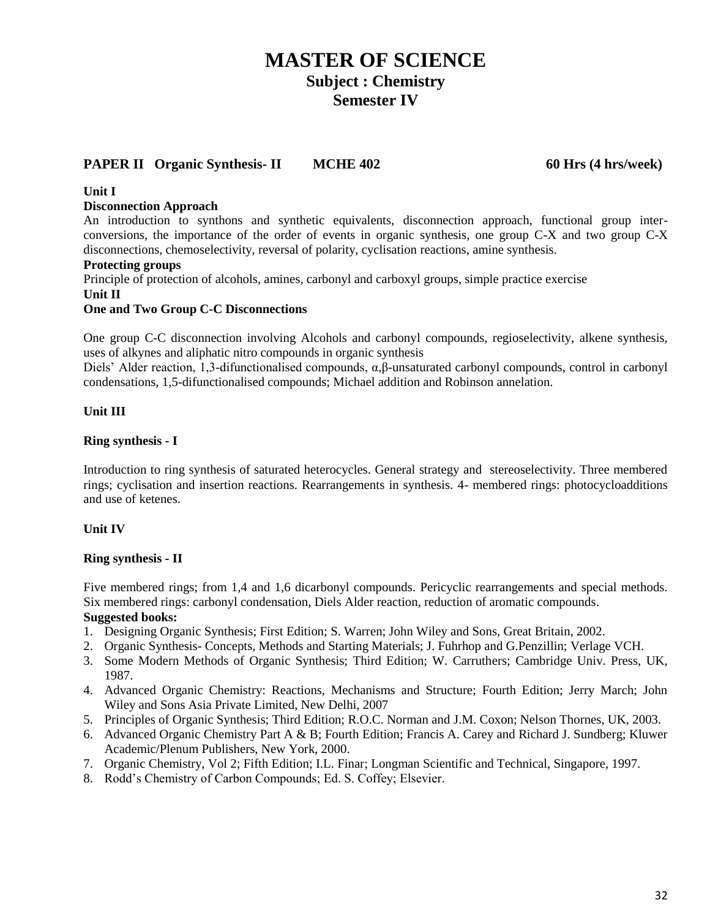# MASTER OF SCIENCE

## Subject : Chemistry

## Semester IV

**PAPER II Organic Synthesis- II MCHE 402 60 Hrs (4 hrs/week)**

**Unit I**

**Disconnection Approach**

An introduction to synthons and synthetic equivalents, disconnection approach, functional group inter-conversions, the importance of the order of events in organic synthesis, one group C-X and two group C-X disconnections, chemoselectivity, reversal of polarity, cyclisation reactions, amine synthesis.

**Protecting groups**

Principle of protection of alcohols, amines, carbonyl and carboxyl groups, simple practice exercise

**Unit II**

**One and Two Group C-C Disconnections**

One group C-C disconnection involving Alcohols and carbonyl compounds, regioselectivity, alkene synthesis, uses of alkynes and aliphatic nitro compounds in organic synthesis

Diels' Alder reaction, 1,3-difunctionalised compounds, α,β-unsaturated carbonyl compounds, control in carbonyl condensations, 1,5-difunctionalised compounds; Michael addition and Robinson annelation.

**Unit III**

**Ring synthesis - I**

Introduction to ring synthesis of saturated heterocycles. General strategy and stereoselectivity. Three membered rings; cyclisation and insertion reactions. Rearrangements in synthesis. 4- membered rings: photocycloadditions and use of ketenes.

**Unit IV**

**Ring synthesis - II**

Five membered rings; from 1,4 and 1,6 dicarbonyl compounds. Pericyclic rearrangements and special methods. Six membered rings: carbonyl condensation, Diels Alder reaction, reduction of aromatic compounds.

**Suggested books:**

1. Designing Organic Synthesis; First Edition; S. Warren; John Wiley and Sons, Great Britain, 2002.
2. Organic Synthesis- Concepts, Methods and Starting Materials; J. Fuhrhop and G.Penzillin; Verlage VCH.
3. Some Modern Methods of Organic Synthesis; Third Edition; W. Carruthers; Cambridge Univ. Press, UK, 1987.
4. Advanced Organic Chemistry: Reactions, Mechanisms and Structure; Fourth Edition; Jerry March; John Wiley and Sons Asia Private Limited, New Delhi, 2007
5. Principles of Organic Synthesis; Third Edition; R.O.C. Norman and J.M. Coxon; Nelson Thornes, UK, 2003.
6. Advanced Organic Chemistry Part A & B; Fourth Edition; Francis A. Carey and Richard J. Sundberg; Kluwer Academic/Plenum Publishers, New York, 2000.
7. Organic Chemistry, Vol 2; Fifth Edition; I.L. Finar; Longman Scientific and Technical, Singapore, 1997.
8. Rodd's Chemistry of Carbon Compounds; Ed. S. Coffey; Elsevier.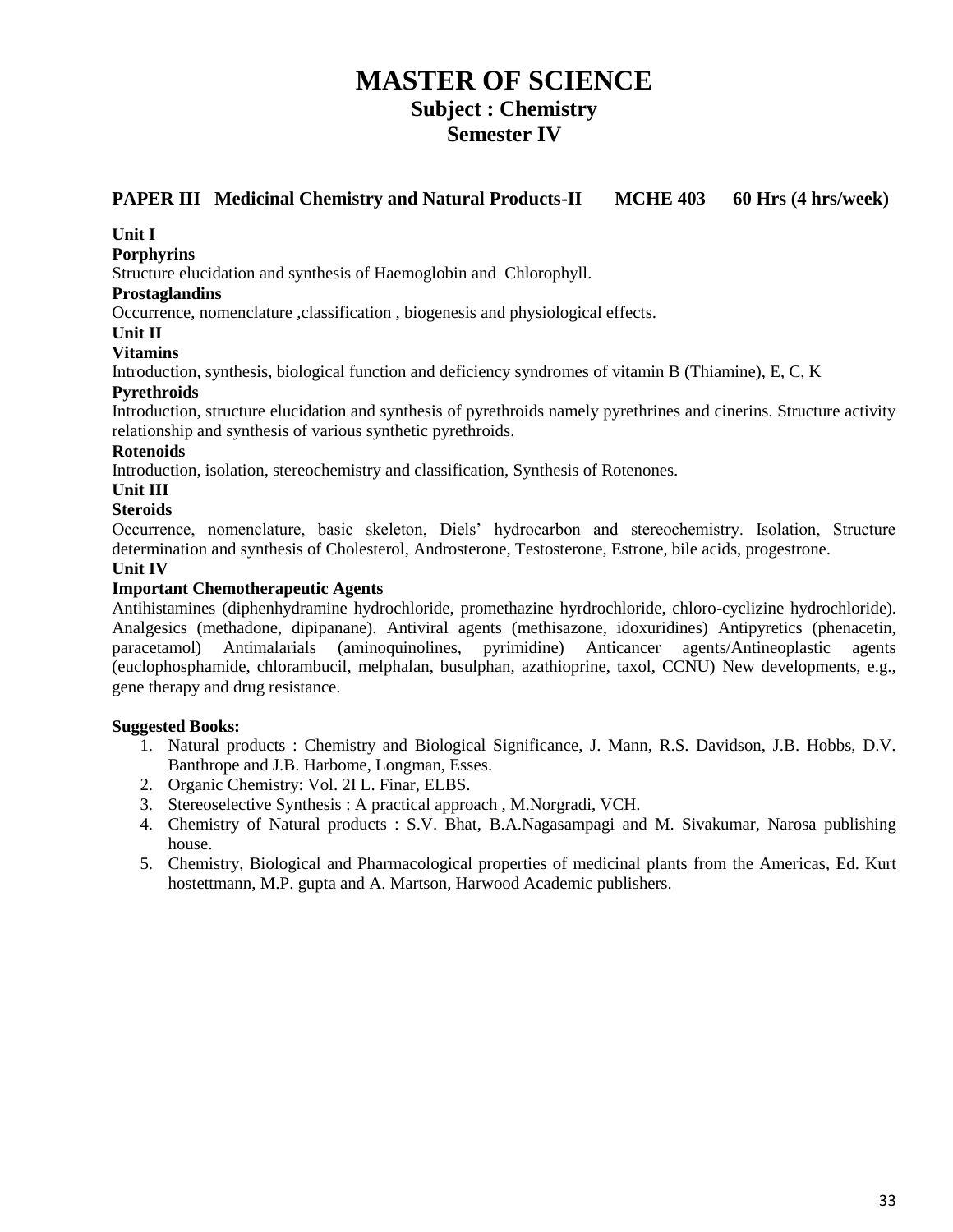# MASTER OF SCIENCE

## Subject : Chemistry

## Semester IV

### PAPER III Medicinal Chemistry and Natural Products-II MCHE 403 60 Hrs (4 hrs/week)

**Unit I**

**Porphyrins**

Structure elucidation and synthesis of Haemoglobin and Chlorophyll.

**Prostaglandins**

Occurrence, nomenclature ,classification , biogenesis and physiological effects.

**Unit II**

**Vitamins**

Introduction, synthesis, biological function and deficiency syndromes of vitamin B (Thiamine), E, C, K

**Pyrethroids**

Introduction, structure elucidation and synthesis of pyrethroids namely pyrethrines and cinerins. Structure activity relationship and synthesis of various synthetic pyrethroids.

**Rotenoids**

Introduction, isolation, stereochemistry and classification, Synthesis of Rotenones.

**Unit III**

**Steroids**

Occurrence, nomenclature, basic skeleton, Diels' hydrocarbon and stereochemistry. Isolation, Structure determination and synthesis of Cholesterol, Androsterone, Testosterone, Estrone, bile acids, progestrone.

**Unit IV**

**Important Chemotherapeutic Agents**

Antihistamines (diphenhydramine hydrochloride, promethazine hyrdrochloride, chloro-cyclizine hydrochloride). Analgesics (methadone, dipipanane). Antiviral agents (methisazone, idoxuridines) Antipyretics (phenacetin, paracetamol) Antimalarials (aminoquinolines, pyrimidine) Anticancer agents/Antineoplastic agents (euclophosphamide, chlorambucil, melphalan, busulphan, azathioprine, taxol, CCNU) New developments, e.g., gene therapy and drug resistance.

**Suggested Books:**

1. Natural products : Chemistry and Biological Significance, J. Mann, R.S. Davidson, J.B. Hobbs, D.V. Banthrope and J.B. Harbome, Longman, Esses.
2. Organic Chemistry: Vol. 2I L. Finar, ELBS.
3. Stereoselective Synthesis : A practical approach , M.Norgradi, VCH.
4. Chemistry of Natural products : S.V. Bhat, B.A.Nagasampagi and M. Sivakumar, Narosa publishing house.
5. Chemistry, Biological and Pharmacological properties of medicinal plants from the Americas, Ed. Kurt hostettmann, M.P. gupta and A. Martson, Harwood Academic publishers.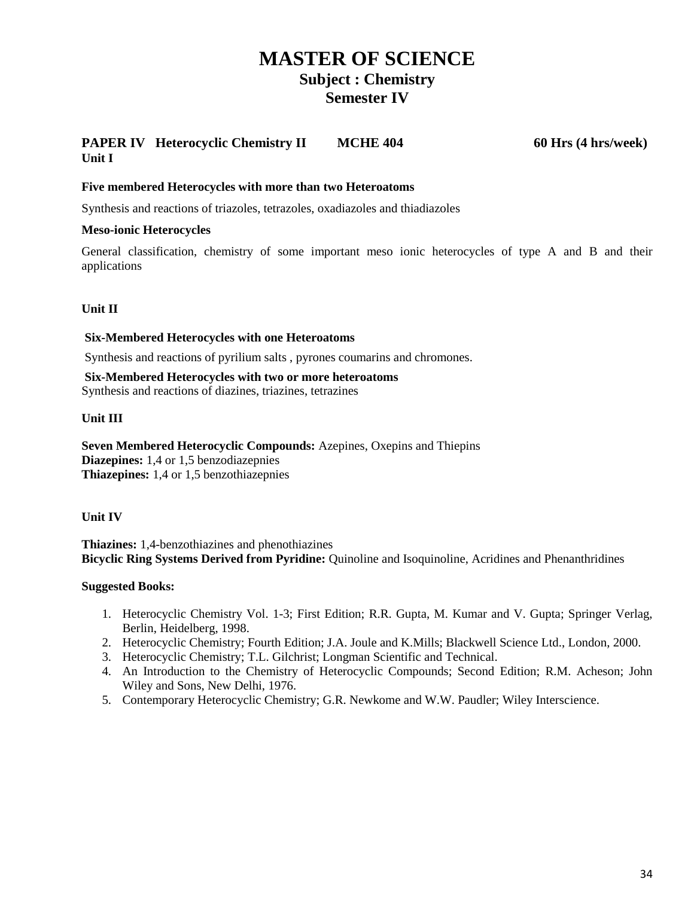# MASTER OF SCIENCE

## Subject : Chemistry

## Semester IV

**PAPER IV Heterocyclic Chemistry II MCHE 404 60 Hrs (4 hrs/week)**

**Unit I**

**Five membered Heterocycles with more than two Heteroatoms**

Synthesis and reactions of triazoles, tetrazoles, oxadiazoles and thiadiazoles

**Meso-ionic Heterocycles**

General classification, chemistry of some important meso ionic heterocycles of type A and B and their applications

**Unit II**

**Six-Membered Heterocycles with one Heteroatoms**

Synthesis and reactions of pyrilium salts , pyrones coumarins and chromones.

**Six-Membered Heterocycles with two or more heteroatoms**

Synthesis and reactions of diazines, triazines, tetrazines

**Unit III**

**Seven Membered Heterocyclic Compounds:** Azepines, Oxepins and Thiepins
**Diazepines:** 1,4 or 1,5 benzodiazepnies
**Thiazepines:** 1,4 or 1,5 benzothiazepnies

**Unit IV**

**Thiazines:** 1,4-benzothiazines and phenothiazines
**Bicyclic Ring Systems Derived from Pyridine:** Quinoline and Isoquinoline, Acridines and Phenanthridines

**Suggested Books:**

1. Heterocyclic Chemistry Vol. 1-3; First Edition; R.R. Gupta, M. Kumar and V. Gupta; Springer Verlag, Berlin, Heidelberg, 1998.
2. Heterocyclic Chemistry; Fourth Edition; J.A. Joule and K.Mills; Blackwell Science Ltd., London, 2000.
3. Heterocyclic Chemistry; T.L. Gilchrist; Longman Scientific and Technical.
4. An Introduction to the Chemistry of Heterocyclic Compounds; Second Edition; R.M. Acheson; John Wiley and Sons, New Delhi, 1976.
5. Contemporary Heterocyclic Chemistry; G.R. Newkome and W.W. Paudler; Wiley Interscience.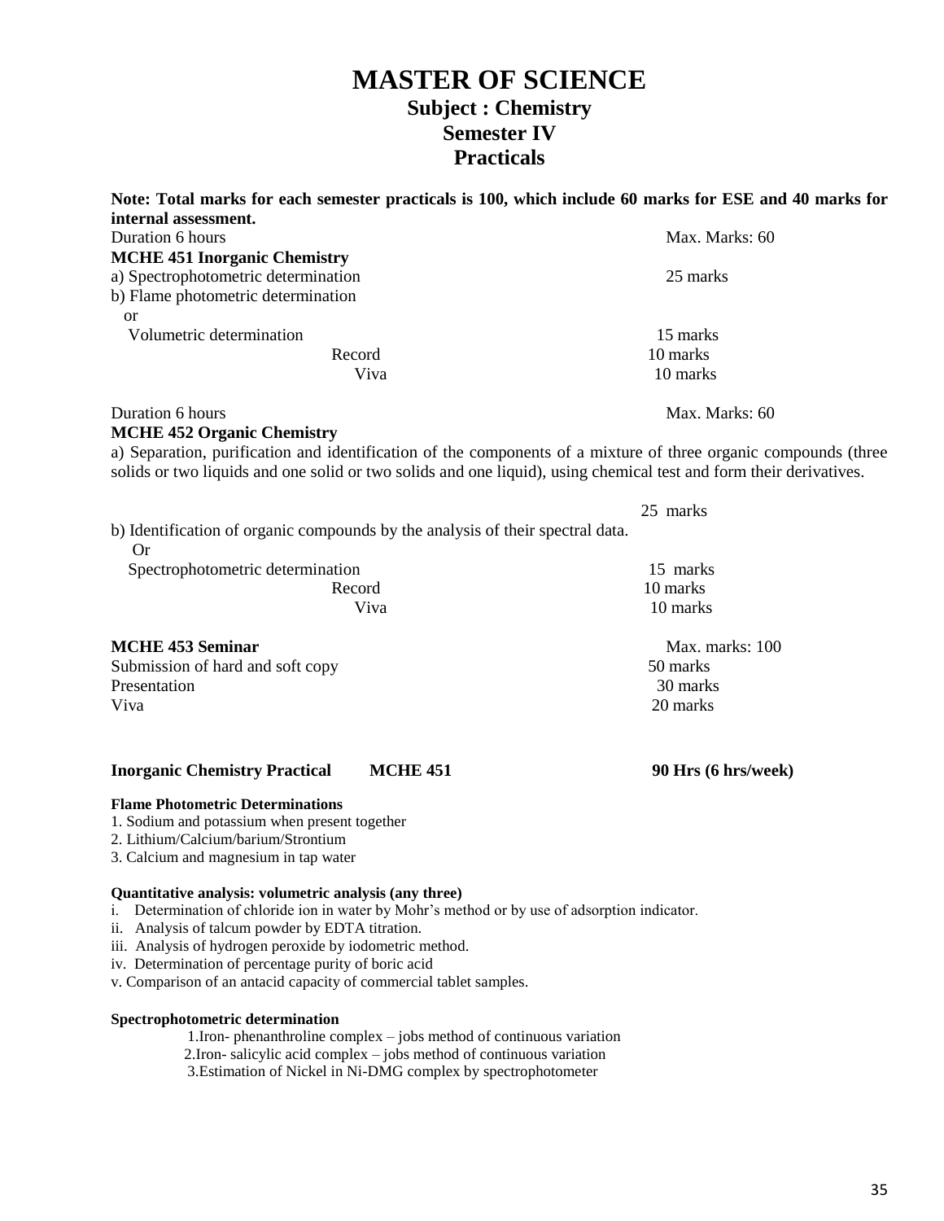# MASTER OF SCIENCE

## Subject : Chemistry

## Semester IV

## Practicals

**Note: Total marks for each semester practicals is 100, which include 60 marks for ESE and 40 marks for internal assessment.**

Duration 6 hours — Max. Marks: 60

**MCHE 451 Inorganic Chemistry**

a) Spectrophotometric determination — 25 marks

b) Flame photometric determination

or

Volumetric determination — 15 marks

Record — 10 marks

Viva — 10 marks

Duration 6 hours — Max. Marks: 60

**MCHE 452 Organic Chemistry**

a) Separation, purification and identification of the components of a mixture of three organic compounds (three solids or two liquids and one solid or two solids and one liquid), using chemical test and form their derivatives.

25 marks

b) Identification of organic compounds by the analysis of their spectral data.

Or

Spectrophotometric determination — 15 marks

Record — 10 marks

Viva — 10 marks

**MCHE 453 Seminar** — Max. marks: 100

Submission of hard and soft copy — 50 marks

Presentation — 30 marks

Viva — 20 marks

**Inorganic Chemistry Practical MCHE 451 — 90 Hrs (6 hrs/week)**

**Flame Photometric Determinations**

1. Sodium and potassium when present together
2. Lithium/Calcium/barium/Strontium
3. Calcium and magnesium in tap water

**Quantitative analysis: volumetric analysis (any three)**

i. Determination of chloride ion in water by Mohr's method or by use of adsorption indicator.

ii. Analysis of talcum powder by EDTA titration.

iii. Analysis of hydrogen peroxide by iodometric method.

iv. Determination of percentage purity of boric acid

v. Comparison of an antacid capacity of commercial tablet samples.

**Spectrophotometric determination**

1. Iron- phenanthroline complex – jobs method of continuous variation
2. Iron- salicylic acid complex – jobs method of continuous variation
3. Estimation of Nickel in Ni-DMG complex by spectrophotometer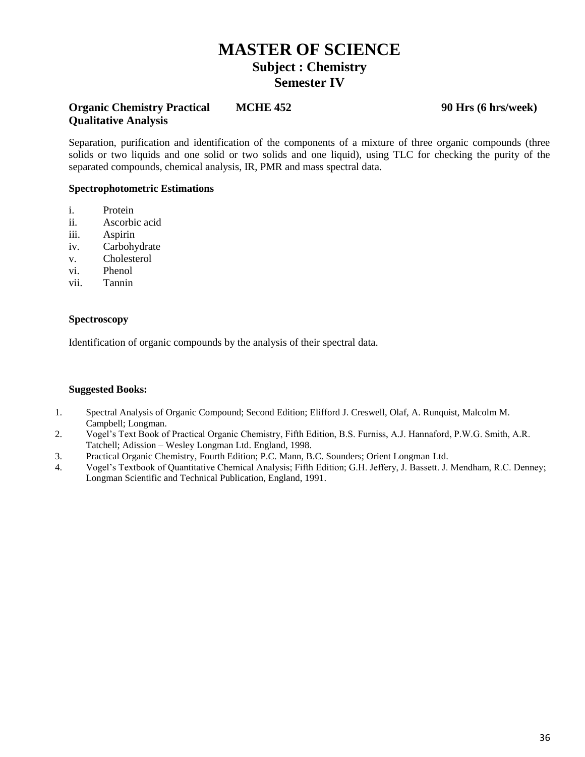# MASTER OF SCIENCE

## Subject : Chemistry

## Semester IV

**Organic Chemistry Practical MCHE 452 90 Hrs (6 hrs/week)**
**Qualitative Analysis**

Separation, purification and identification of the components of a mixture of three organic compounds (three solids or two liquids and one solid or two solids and one liquid), using TLC for checking the purity of the separated compounds, chemical analysis, IR, PMR and mass spectral data.

**Spectrophotometric Estimations**

i. Protein
ii. Ascorbic acid
iii. Aspirin
iv. Carbohydrate
v. Cholesterol
vi. Phenol
vii. Tannin

**Spectroscopy**

Identification of organic compounds by the analysis of their spectral data.

**Suggested Books:**

1. Spectral Analysis of Organic Compound; Second Edition; Elifford J. Creswell, Olaf, A. Runquist, Malcolm M. Campbell; Longman.
2. Vogel's Text Book of Practical Organic Chemistry, Fifth Edition, B.S. Furniss, A.J. Hannaford, P.W.G. Smith, A.R. Tatchell; Adission – Wesley Longman Ltd. England, 1998.
3. Practical Organic Chemistry, Fourth Edition; P.C. Mann, B.C. Sounders; Orient Longman Ltd.
4. Vogel's Textbook of Quantitative Chemical Analysis; Fifth Edition; G.H. Jeffery, J. Bassett. J. Mendham, R.C. Denney; Longman Scientific and Technical Publication, England, 1991.